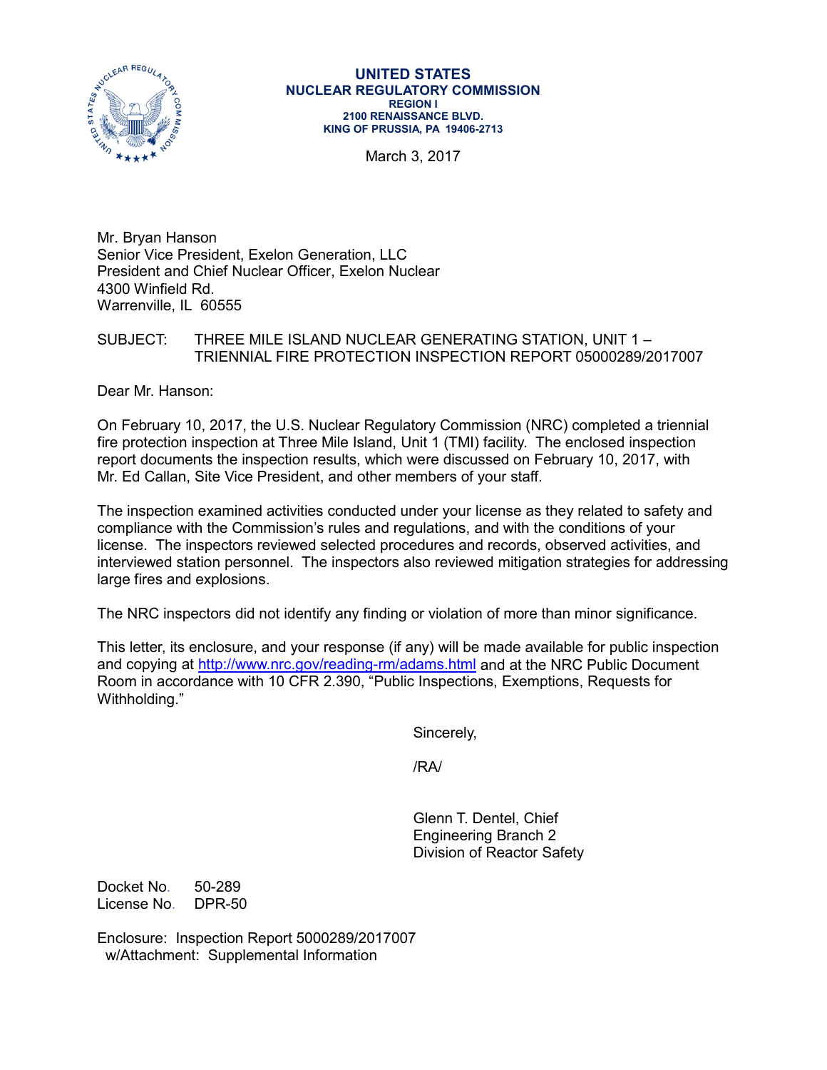**UNITED STATES**
**NUCLEAR REGULATORY COMMISSION**
**REGION I**
**2100 RENAISSANCE BLVD.**
**KING OF PRUSSIA, PA 19406-2713**

March 3, 2017

Mr. Bryan Hanson
Senior Vice President, Exelon Generation, LLC
President and Chief Nuclear Officer, Exelon Nuclear
4300 Winfield Rd.
Warrenville, IL 60555

SUBJECT: THREE MILE ISLAND NUCLEAR GENERATING STATION, UNIT 1 – TRIENNIAL FIRE PROTECTION INSPECTION REPORT 05000289/2017007

Dear Mr. Hanson:

On February 10, 2017, the U.S. Nuclear Regulatory Commission (NRC) completed a triennial fire protection inspection at Three Mile Island, Unit 1 (TMI) facility. The enclosed inspection report documents the inspection results, which were discussed on February 10, 2017, with Mr. Ed Callan, Site Vice President, and other members of your staff.

The inspection examined activities conducted under your license as they related to safety and compliance with the Commission's rules and regulations, and with the conditions of your license. The inspectors reviewed selected procedures and records, observed activities, and interviewed station personnel. The inspectors also reviewed mitigation strategies for addressing large fires and explosions.

The NRC inspectors did not identify any finding or violation of more than minor significance.

This letter, its enclosure, and your response (if any) will be made available for public inspection and copying at http://www.nrc.gov/reading-rm/adams.html and at the NRC Public Document Room in accordance with 10 CFR 2.390, "Public Inspections, Exemptions, Requests for Withholding."

Sincerely,

/RA/

Glenn T. Dentel, Chief
Engineering Branch 2
Division of Reactor Safety

Docket No. 50-289
License No. DPR-50

Enclosure: Inspection Report 5000289/2017007
w/Attachment: Supplemental Information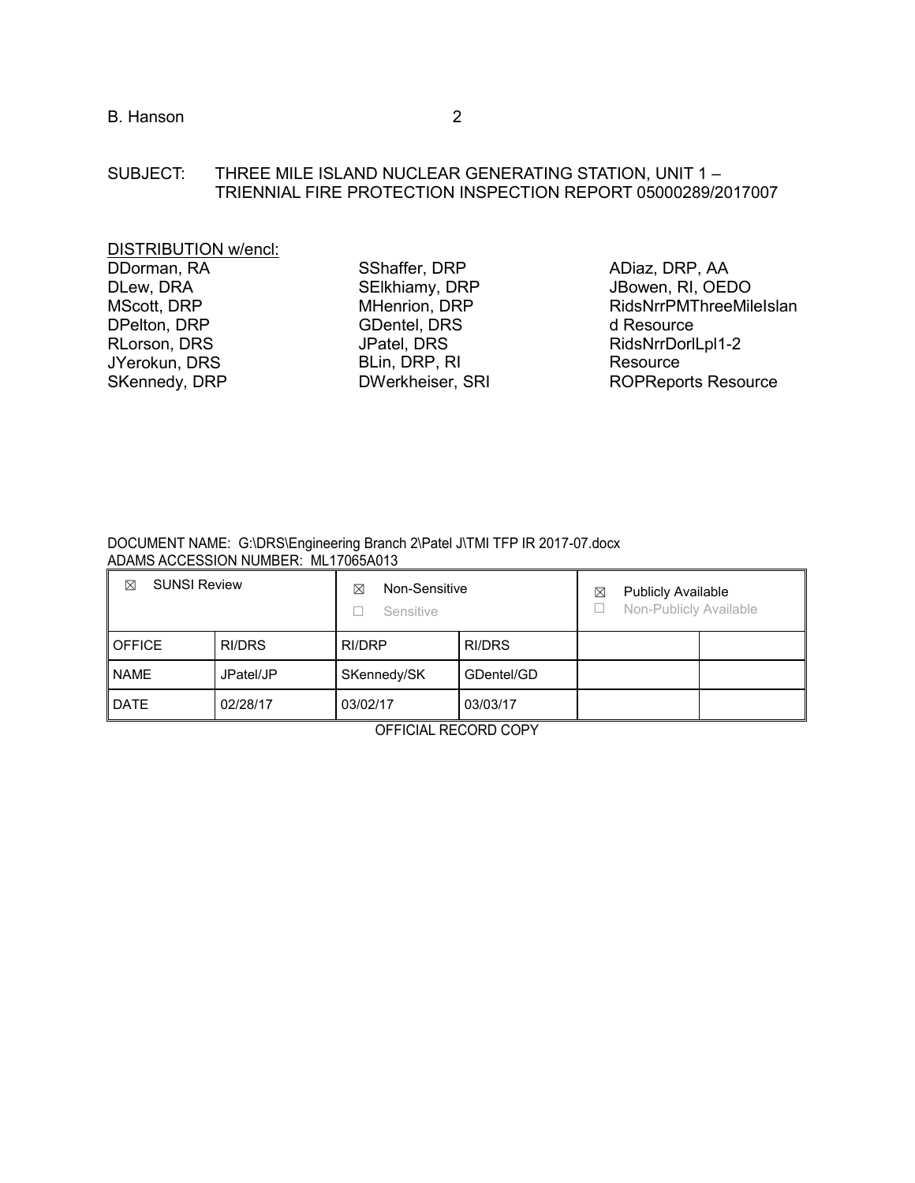SUBJECT: THREE MILE ISLAND NUCLEAR GENERATING STATION, UNIT 1 – TRIENNIAL FIRE PROTECTION INSPECTION REPORT 05000289/2017007

DISTRIBUTION w/encl:

DDorman, RA
DLew, DRA
MScott, DRP
DPelton, DRP
RLorson, DRS
JYerokun, DRS
SKennedy, DRP
SShaffer, DRP
SElkhiamy, DRP
MHenrion, DRP
GDentel, DRS
JPatel, DRS
BLin, DRP, RI
DWerkheiser, SRI
ADiaz, DRP, AA
JBowen, RI, OEDO
RidsNrrPMThreeMileIsland Resource
RidsNrrDorlLpl1-2 Resource
ROPReports Resource

DOCUMENT NAME: G:\DRS\Engineering Branch 2\Patel J\TMI TFP IR 2017-07.docx
ADAMS ACCESSION NUMBER: ML17065A013

| ☒ SUNSI Review | | ☒ Non-Sensitive<br>☐ Sensitive | | ☒ Publicly Available<br>☐ Non-Publicly Available | |
|---|---|---|---|---|---|
| OFFICE | RI/DRS | RI/DRP | RI/DRS | | |
| NAME | JPatel/JP | SKennedy/SK | GDentel/GD | | |
| DATE | 02/28/17 | 03/02/17 | 03/03/17 | | |

OFFICIAL RECORD COPY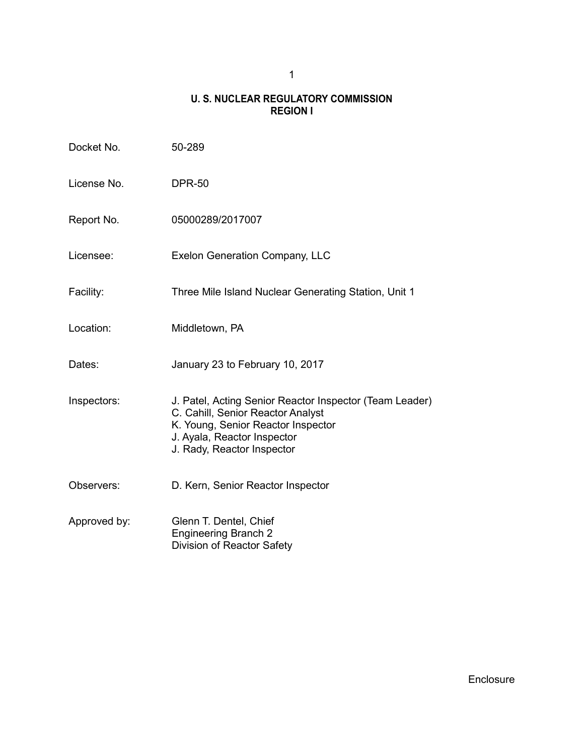## U. S. NUCLEAR REGULATORY COMMISSION
## REGION I

| | |
|---|---|
| Docket No. | 50-289 |
| License No. | DPR-50 |
| Report No. | 05000289/2017007 |
| Licensee: | Exelon Generation Company, LLC |
| Facility: | Three Mile Island Nuclear Generating Station, Unit 1 |
| Location: | Middletown, PA |
| Dates: | January 23 to February 10, 2017 |
| Inspectors: | J. Patel, Acting Senior Reactor Inspector (Team Leader)<br>C. Cahill, Senior Reactor Analyst<br>K. Young, Senior Reactor Inspector<br>J. Ayala, Reactor Inspector<br>J. Rady, Reactor Inspector |
| Observers: | D. Kern, Senior Reactor Inspector |
| Approved by: | Glenn T. Dentel, Chief<br>Engineering Branch 2<br>Division of Reactor Safety |

Enclosure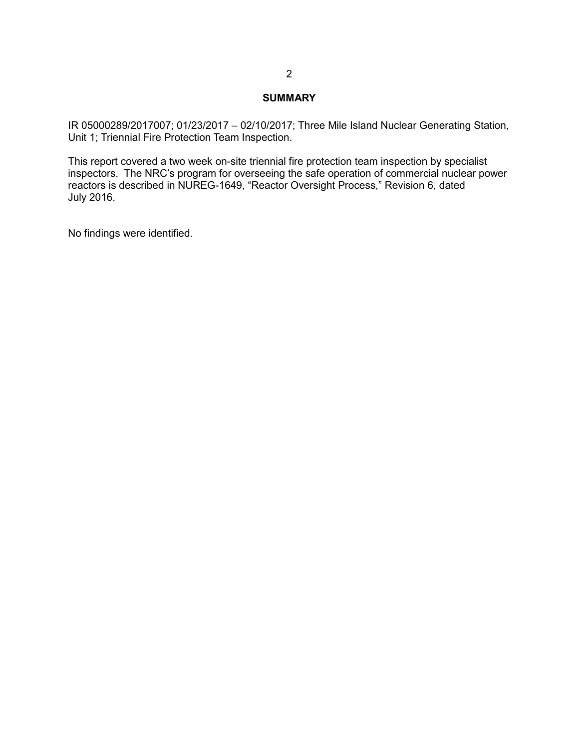## SUMMARY

IR 05000289/2017007; 01/23/2017 – 02/10/2017; Three Mile Island Nuclear Generating Station, Unit 1; Triennial Fire Protection Team Inspection.

This report covered a two week on-site triennial fire protection team inspection by specialist inspectors. The NRC's program for overseeing the safe operation of commercial nuclear power reactors is described in NUREG-1649, "Reactor Oversight Process," Revision 6, dated July 2016.

No findings were identified.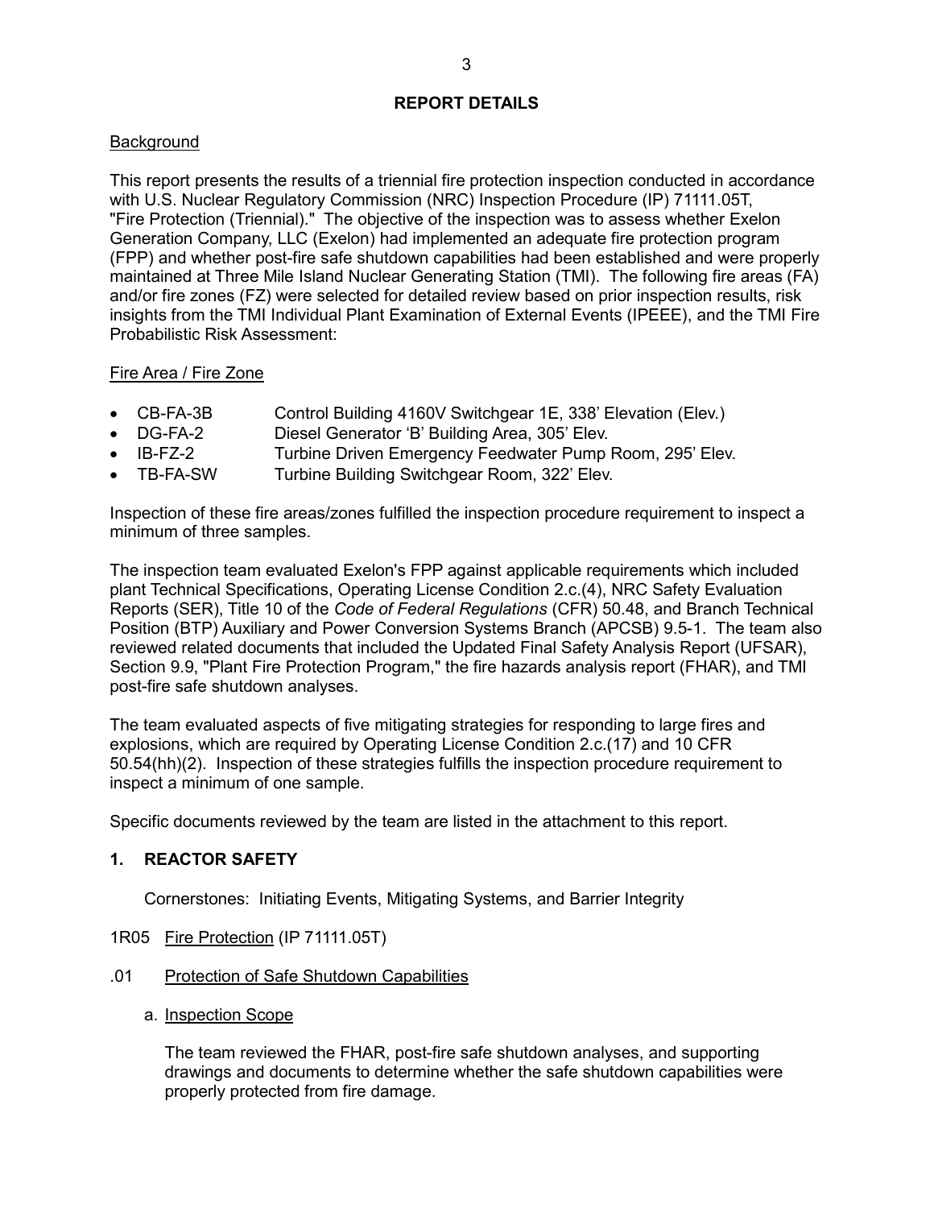## REPORT DETAILS

Background

This report presents the results of a triennial fire protection inspection conducted in accordance with U.S. Nuclear Regulatory Commission (NRC) Inspection Procedure (IP) 71111.05T, "Fire Protection (Triennial)." The objective of the inspection was to assess whether Exelon Generation Company, LLC (Exelon) had implemented an adequate fire protection program (FPP) and whether post-fire safe shutdown capabilities had been established and were properly maintained at Three Mile Island Nuclear Generating Station (TMI). The following fire areas (FA) and/or fire zones (FZ) were selected for detailed review based on prior inspection results, risk insights from the TMI Individual Plant Examination of External Events (IPEEE), and the TMI Fire Probabilistic Risk Assessment:

Fire Area / Fire Zone

- CB-FA-3B Control Building 4160V Switchgear 1E, 338' Elevation (Elev.)
- DG-FA-2 Diesel Generator 'B' Building Area, 305' Elev.
- IB-FZ-2 Turbine Driven Emergency Feedwater Pump Room, 295' Elev.
- TB-FA-SW Turbine Building Switchgear Room, 322' Elev.

Inspection of these fire areas/zones fulfilled the inspection procedure requirement to inspect a minimum of three samples.

The inspection team evaluated Exelon's FPP against applicable requirements which included plant Technical Specifications, Operating License Condition 2.c.(4), NRC Safety Evaluation Reports (SER), Title 10 of the *Code of Federal Regulations* (CFR) 50.48, and Branch Technical Position (BTP) Auxiliary and Power Conversion Systems Branch (APCSB) 9.5-1. The team also reviewed related documents that included the Updated Final Safety Analysis Report (UFSAR), Section 9.9, "Plant Fire Protection Program," the fire hazards analysis report (FHAR), and TMI post-fire safe shutdown analyses.

The team evaluated aspects of five mitigating strategies for responding to large fires and explosions, which are required by Operating License Condition 2.c.(17) and 10 CFR 50.54(hh)(2). Inspection of these strategies fulfills the inspection procedure requirement to inspect a minimum of one sample.

Specific documents reviewed by the team are listed in the attachment to this report.

### 1. REACTOR SAFETY

Cornerstones: Initiating Events, Mitigating Systems, and Barrier Integrity

1R05 Fire Protection (IP 71111.05T)

.01 Protection of Safe Shutdown Capabilities

a. Inspection Scope

The team reviewed the FHAR, post-fire safe shutdown analyses, and supporting drawings and documents to determine whether the safe shutdown capabilities were properly protected from fire damage.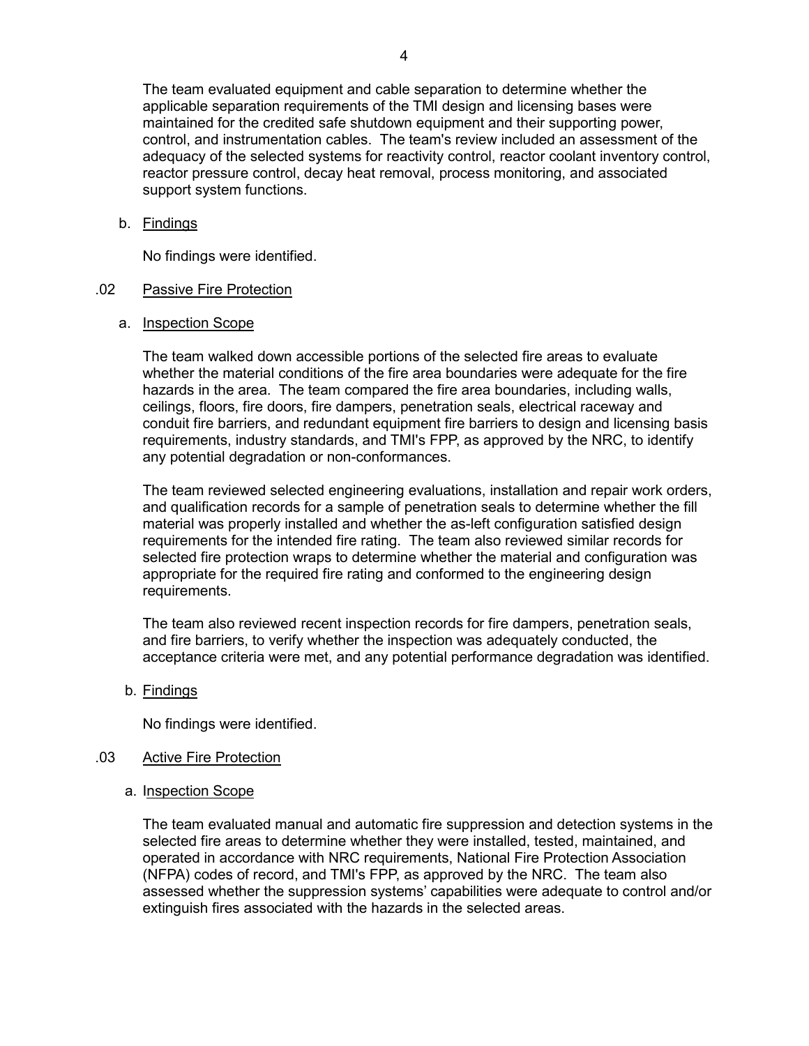The team evaluated equipment and cable separation to determine whether the applicable separation requirements of the TMI design and licensing bases were maintained for the credited safe shutdown equipment and their supporting power, control, and instrumentation cables. The team's review included an assessment of the adequacy of the selected systems for reactivity control, reactor coolant inventory control, reactor pressure control, decay heat removal, process monitoring, and associated support system functions.

b. Findings

No findings were identified.

.02 Passive Fire Protection

a. Inspection Scope

The team walked down accessible portions of the selected fire areas to evaluate whether the material conditions of the fire area boundaries were adequate for the fire hazards in the area. The team compared the fire area boundaries, including walls, ceilings, floors, fire doors, fire dampers, penetration seals, electrical raceway and conduit fire barriers, and redundant equipment fire barriers to design and licensing basis requirements, industry standards, and TMI's FPP, as approved by the NRC, to identify any potential degradation or non-conformances.

The team reviewed selected engineering evaluations, installation and repair work orders, and qualification records for a sample of penetration seals to determine whether the fill material was properly installed and whether the as-left configuration satisfied design requirements for the intended fire rating. The team also reviewed similar records for selected fire protection wraps to determine whether the material and configuration was appropriate for the required fire rating and conformed to the engineering design requirements.

The team also reviewed recent inspection records for fire dampers, penetration seals, and fire barriers, to verify whether the inspection was adequately conducted, the acceptance criteria were met, and any potential performance degradation was identified.

b. Findings

No findings were identified.

.03 Active Fire Protection

a. Inspection Scope

The team evaluated manual and automatic fire suppression and detection systems in the selected fire areas to determine whether they were installed, tested, maintained, and operated in accordance with NRC requirements, National Fire Protection Association (NFPA) codes of record, and TMI's FPP, as approved by the NRC. The team also assessed whether the suppression systems' capabilities were adequate to control and/or extinguish fires associated with the hazards in the selected areas.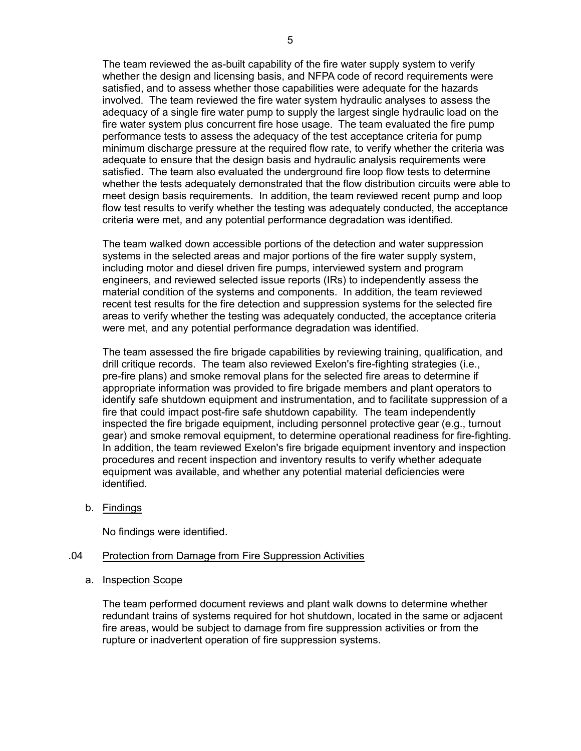The team reviewed the as-built capability of the fire water supply system to verify whether the design and licensing basis, and NFPA code of record requirements were satisfied, and to assess whether those capabilities were adequate for the hazards involved. The team reviewed the fire water system hydraulic analyses to assess the adequacy of a single fire water pump to supply the largest single hydraulic load on the fire water system plus concurrent fire hose usage. The team evaluated the fire pump performance tests to assess the adequacy of the test acceptance criteria for pump minimum discharge pressure at the required flow rate, to verify whether the criteria was adequate to ensure that the design basis and hydraulic analysis requirements were satisfied. The team also evaluated the underground fire loop flow tests to determine whether the tests adequately demonstrated that the flow distribution circuits were able to meet design basis requirements. In addition, the team reviewed recent pump and loop flow test results to verify whether the testing was adequately conducted, the acceptance criteria were met, and any potential performance degradation was identified.

The team walked down accessible portions of the detection and water suppression systems in the selected areas and major portions of the fire water supply system, including motor and diesel driven fire pumps, interviewed system and program engineers, and reviewed selected issue reports (IRs) to independently assess the material condition of the systems and components. In addition, the team reviewed recent test results for the fire detection and suppression systems for the selected fire areas to verify whether the testing was adequately conducted, the acceptance criteria were met, and any potential performance degradation was identified.

The team assessed the fire brigade capabilities by reviewing training, qualification, and drill critique records. The team also reviewed Exelon's fire-fighting strategies (i.e., pre-fire plans) and smoke removal plans for the selected fire areas to determine if appropriate information was provided to fire brigade members and plant operators to identify safe shutdown equipment and instrumentation, and to facilitate suppression of a fire that could impact post-fire safe shutdown capability. The team independently inspected the fire brigade equipment, including personnel protective gear (e.g., turnout gear) and smoke removal equipment, to determine operational readiness for fire-fighting. In addition, the team reviewed Exelon's fire brigade equipment inventory and inspection procedures and recent inspection and inventory results to verify whether adequate equipment was available, and whether any potential material deficiencies were identified.

b. Findings

No findings were identified.

### .04 Protection from Damage from Fire Suppression Activities

a. Inspection Scope

The team performed document reviews and plant walk downs to determine whether redundant trains of systems required for hot shutdown, located in the same or adjacent fire areas, would be subject to damage from fire suppression activities or from the rupture or inadvertent operation of fire suppression systems.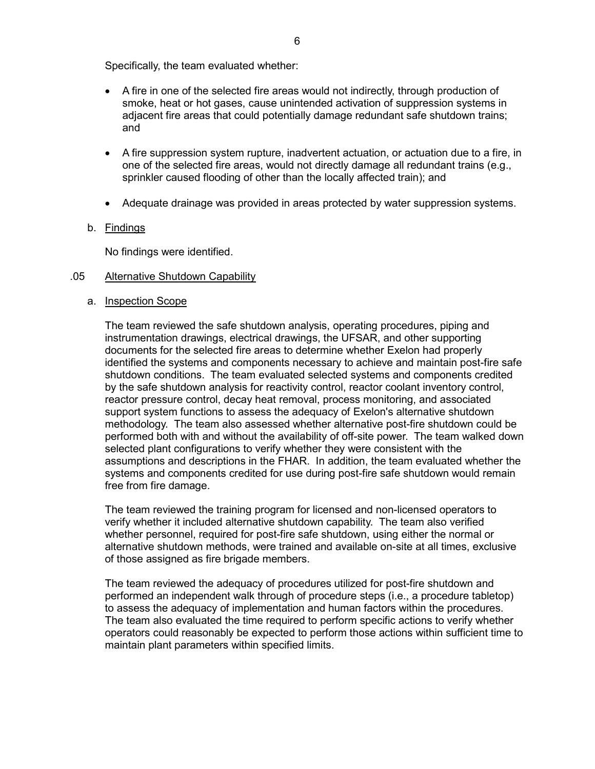Specifically, the team evaluated whether:

- A fire in one of the selected fire areas would not indirectly, through production of smoke, heat or hot gases, cause unintended activation of suppression systems in adjacent fire areas that could potentially damage redundant safe shutdown trains; and
- A fire suppression system rupture, inadvertent actuation, or actuation due to a fire, in one of the selected fire areas, would not directly damage all redundant trains (e.g., sprinkler caused flooding of other than the locally affected train); and
- Adequate drainage was provided in areas protected by water suppression systems.

b. Findings

No findings were identified.

.05 Alternative Shutdown Capability

a. Inspection Scope

The team reviewed the safe shutdown analysis, operating procedures, piping and instrumentation drawings, electrical drawings, the UFSAR, and other supporting documents for the selected fire areas to determine whether Exelon had properly identified the systems and components necessary to achieve and maintain post-fire safe shutdown conditions. The team evaluated selected systems and components credited by the safe shutdown analysis for reactivity control, reactor coolant inventory control, reactor pressure control, decay heat removal, process monitoring, and associated support system functions to assess the adequacy of Exelon's alternative shutdown methodology. The team also assessed whether alternative post-fire shutdown could be performed both with and without the availability of off-site power. The team walked down selected plant configurations to verify whether they were consistent with the assumptions and descriptions in the FHAR. In addition, the team evaluated whether the systems and components credited for use during post-fire safe shutdown would remain free from fire damage.

The team reviewed the training program for licensed and non-licensed operators to verify whether it included alternative shutdown capability. The team also verified whether personnel, required for post-fire safe shutdown, using either the normal or alternative shutdown methods, were trained and available on-site at all times, exclusive of those assigned as fire brigade members.

The team reviewed the adequacy of procedures utilized for post-fire shutdown and performed an independent walk through of procedure steps (i.e., a procedure tabletop) to assess the adequacy of implementation and human factors within the procedures. The team also evaluated the time required to perform specific actions to verify whether operators could reasonably be expected to perform those actions within sufficient time to maintain plant parameters within specified limits.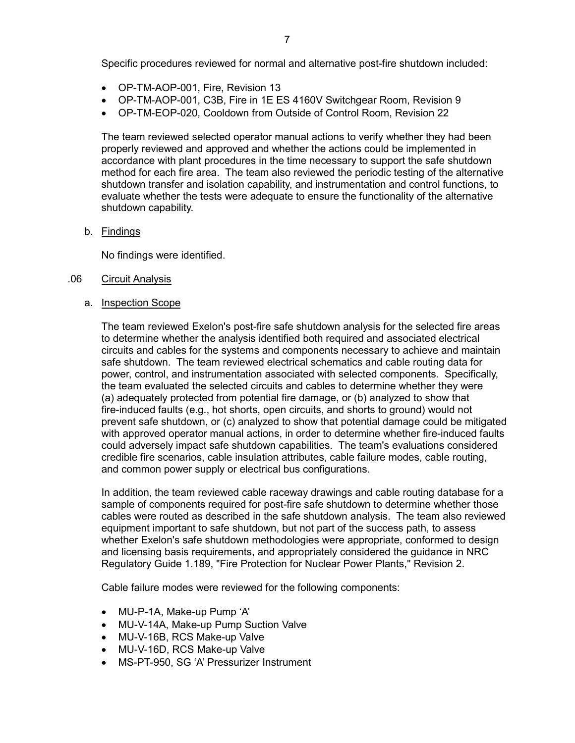Specific procedures reviewed for normal and alternative post-fire shutdown included:

- OP-TM-AOP-001, Fire, Revision 13
- OP-TM-AOP-001, C3B, Fire in 1E ES 4160V Switchgear Room, Revision 9
- OP-TM-EOP-020, Cooldown from Outside of Control Room, Revision 22

The team reviewed selected operator manual actions to verify whether they had been properly reviewed and approved and whether the actions could be implemented in accordance with plant procedures in the time necessary to support the safe shutdown method for each fire area. The team also reviewed the periodic testing of the alternative shutdown transfer and isolation capability, and instrumentation and control functions, to evaluate whether the tests were adequate to ensure the functionality of the alternative shutdown capability.

b. Findings

No findings were identified.

.06 Circuit Analysis

a. Inspection Scope

The team reviewed Exelon's post-fire safe shutdown analysis for the selected fire areas to determine whether the analysis identified both required and associated electrical circuits and cables for the systems and components necessary to achieve and maintain safe shutdown. The team reviewed electrical schematics and cable routing data for power, control, and instrumentation associated with selected components. Specifically, the team evaluated the selected circuits and cables to determine whether they were (a) adequately protected from potential fire damage, or (b) analyzed to show that fire-induced faults (e.g., hot shorts, open circuits, and shorts to ground) would not prevent safe shutdown, or (c) analyzed to show that potential damage could be mitigated with approved operator manual actions, in order to determine whether fire-induced faults could adversely impact safe shutdown capabilities. The team's evaluations considered credible fire scenarios, cable insulation attributes, cable failure modes, cable routing, and common power supply or electrical bus configurations.

In addition, the team reviewed cable raceway drawings and cable routing database for a sample of components required for post-fire safe shutdown to determine whether those cables were routed as described in the safe shutdown analysis. The team also reviewed equipment important to safe shutdown, but not part of the success path, to assess whether Exelon's safe shutdown methodologies were appropriate, conformed to design and licensing basis requirements, and appropriately considered the guidance in NRC Regulatory Guide 1.189, "Fire Protection for Nuclear Power Plants," Revision 2.

Cable failure modes were reviewed for the following components:

- MU-P-1A, Make-up Pump 'A'
- MU-V-14A, Make-up Pump Suction Valve
- MU-V-16B, RCS Make-up Valve
- MU-V-16D, RCS Make-up Valve
- MS-PT-950, SG 'A' Pressurizer Instrument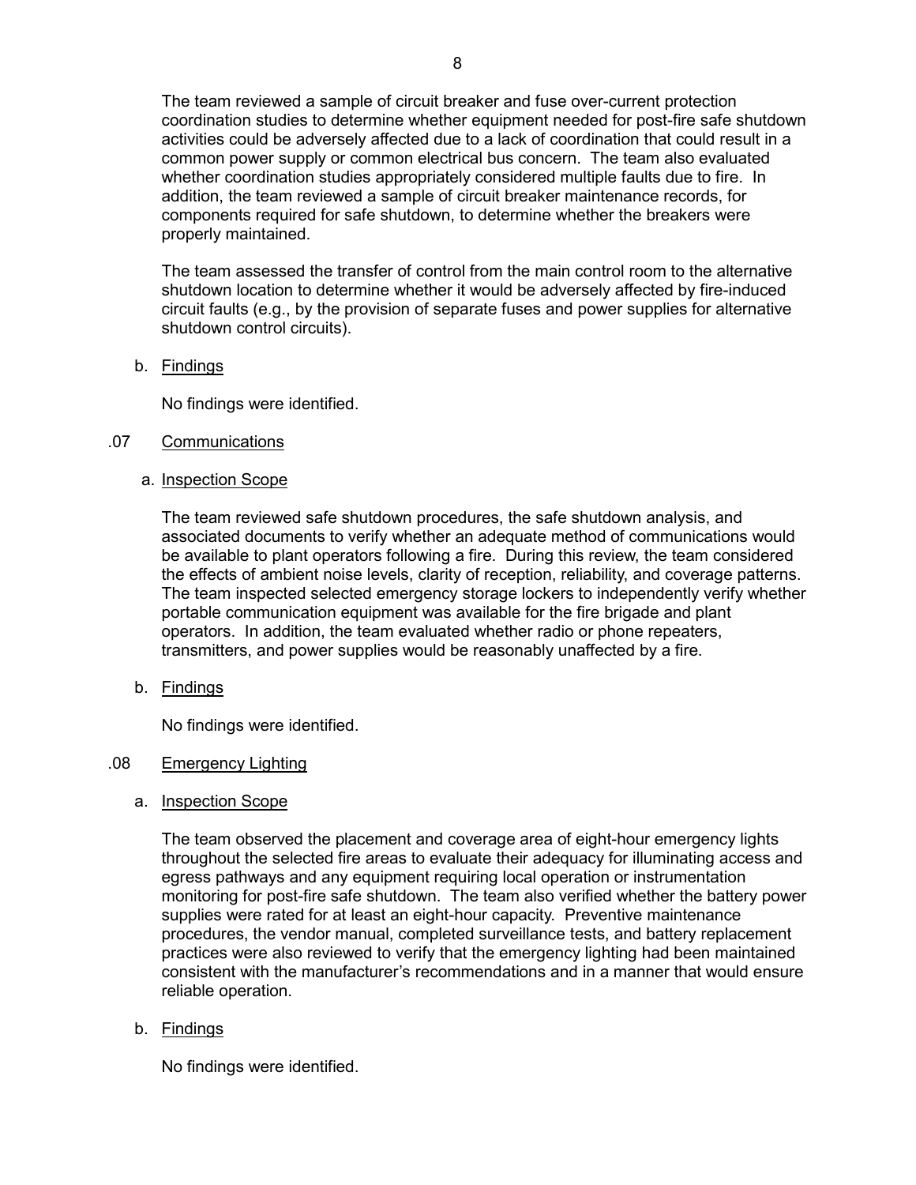The team reviewed a sample of circuit breaker and fuse over-current protection coordination studies to determine whether equipment needed for post-fire safe shutdown activities could be adversely affected due to a lack of coordination that could result in a common power supply or common electrical bus concern. The team also evaluated whether coordination studies appropriately considered multiple faults due to fire. In addition, the team reviewed a sample of circuit breaker maintenance records, for components required for safe shutdown, to determine whether the breakers were properly maintained.

The team assessed the transfer of control from the main control room to the alternative shutdown location to determine whether it would be adversely affected by fire-induced circuit faults (e.g., by the provision of separate fuses and power supplies for alternative shutdown control circuits).

b. Findings

No findings were identified.

.07 Communications

a. Inspection Scope

The team reviewed safe shutdown procedures, the safe shutdown analysis, and associated documents to verify whether an adequate method of communications would be available to plant operators following a fire. During this review, the team considered the effects of ambient noise levels, clarity of reception, reliability, and coverage patterns. The team inspected selected emergency storage lockers to independently verify whether portable communication equipment was available for the fire brigade and plant operators. In addition, the team evaluated whether radio or phone repeaters, transmitters, and power supplies would be reasonably unaffected by a fire.

b. Findings

No findings were identified.

.08 Emergency Lighting

a. Inspection Scope

The team observed the placement and coverage area of eight-hour emergency lights throughout the selected fire areas to evaluate their adequacy for illuminating access and egress pathways and any equipment requiring local operation or instrumentation monitoring for post-fire safe shutdown. The team also verified whether the battery power supplies were rated for at least an eight-hour capacity. Preventive maintenance procedures, the vendor manual, completed surveillance tests, and battery replacement practices were also reviewed to verify that the emergency lighting had been maintained consistent with the manufacturer's recommendations and in a manner that would ensure reliable operation.

b. Findings

No findings were identified.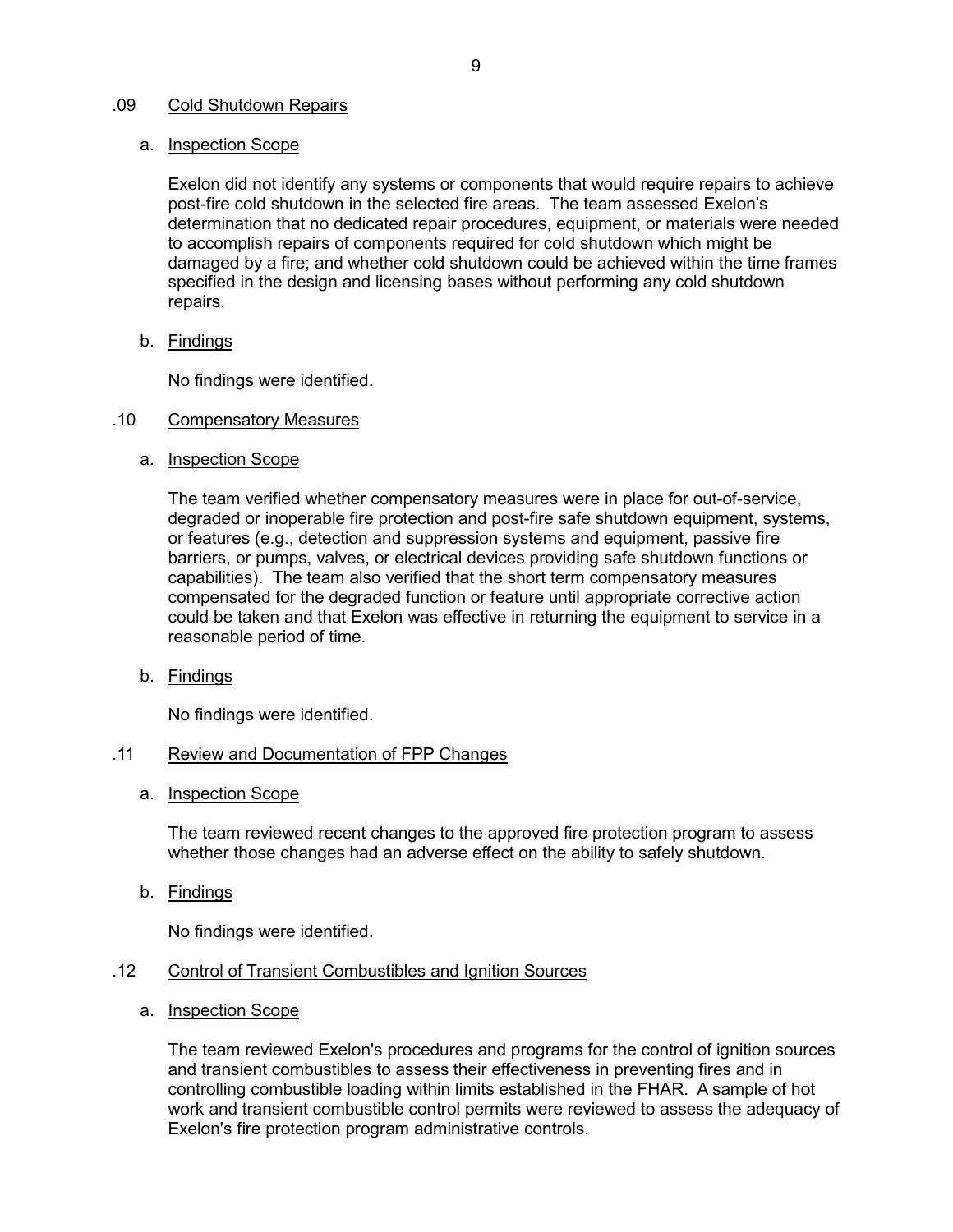### .09 Cold Shutdown Repairs

a. Inspection Scope

Exelon did not identify any systems or components that would require repairs to achieve post-fire cold shutdown in the selected fire areas. The team assessed Exelon's determination that no dedicated repair procedures, equipment, or materials were needed to accomplish repairs of components required for cold shutdown which might be damaged by a fire; and whether cold shutdown could be achieved within the time frames specified in the design and licensing bases without performing any cold shutdown repairs.

b. Findings

No findings were identified.

### .10 Compensatory Measures

a. Inspection Scope

The team verified whether compensatory measures were in place for out-of-service, degraded or inoperable fire protection and post-fire safe shutdown equipment, systems, or features (e.g., detection and suppression systems and equipment, passive fire barriers, or pumps, valves, or electrical devices providing safe shutdown functions or capabilities). The team also verified that the short term compensatory measures compensated for the degraded function or feature until appropriate corrective action could be taken and that Exelon was effective in returning the equipment to service in a reasonable period of time.

b. Findings

No findings were identified.

### .11 Review and Documentation of FPP Changes

a. Inspection Scope

The team reviewed recent changes to the approved fire protection program to assess whether those changes had an adverse effect on the ability to safely shutdown.

b. Findings

No findings were identified.

### .12 Control of Transient Combustibles and Ignition Sources

a. Inspection Scope

The team reviewed Exelon's procedures and programs for the control of ignition sources and transient combustibles to assess their effectiveness in preventing fires and in controlling combustible loading within limits established in the FHAR. A sample of hot work and transient combustible control permits were reviewed to assess the adequacy of Exelon's fire protection program administrative controls.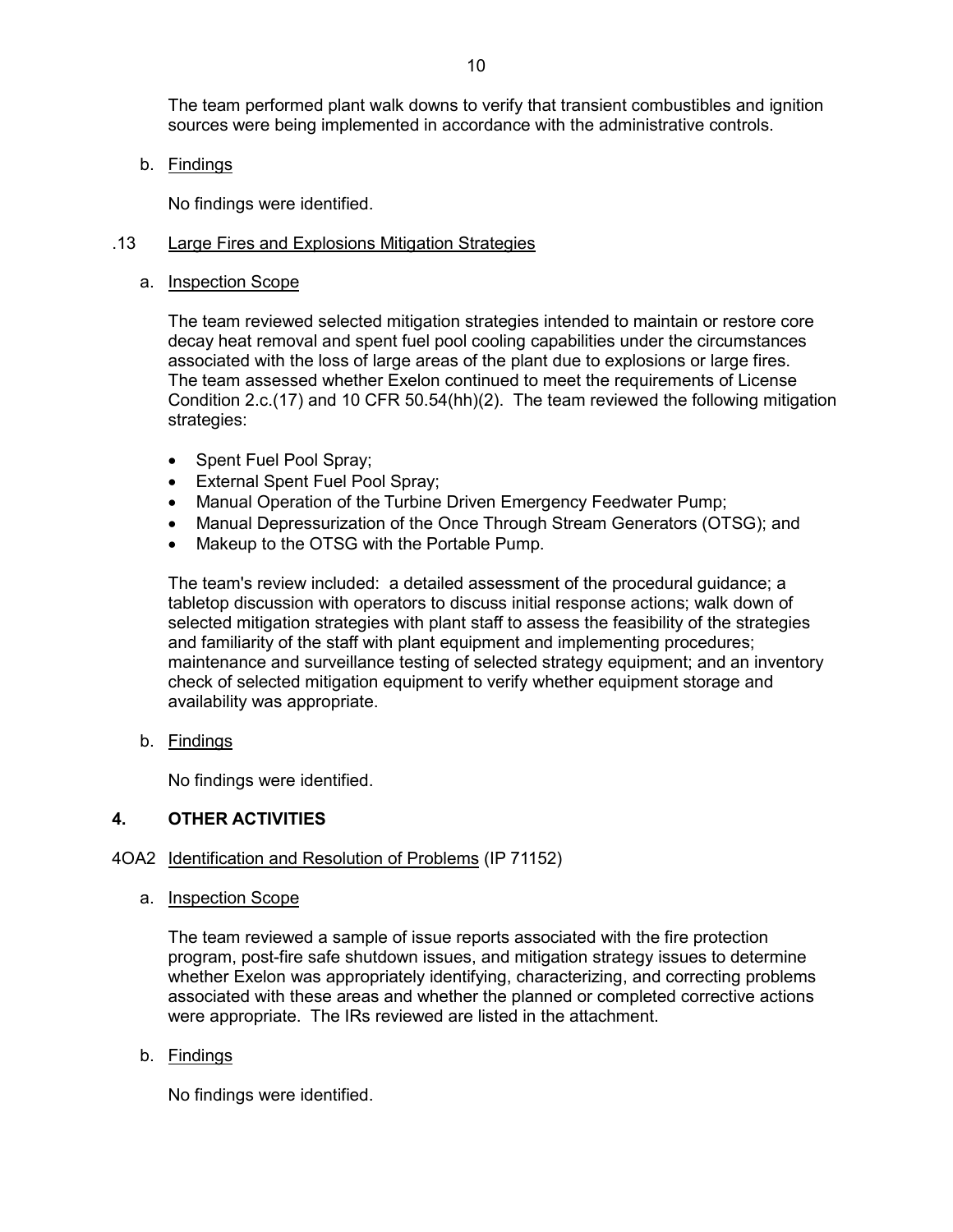The team performed plant walk downs to verify that transient combustibles and ignition sources were being implemented in accordance with the administrative controls.

b. Findings

No findings were identified.

### .13 Large Fires and Explosions Mitigation Strategies

a. Inspection Scope

The team reviewed selected mitigation strategies intended to maintain or restore core decay heat removal and spent fuel pool cooling capabilities under the circumstances associated with the loss of large areas of the plant due to explosions or large fires. The team assessed whether Exelon continued to meet the requirements of License Condition 2.c.(17) and 10 CFR 50.54(hh)(2). The team reviewed the following mitigation strategies:

- Spent Fuel Pool Spray;
- External Spent Fuel Pool Spray;
- Manual Operation of the Turbine Driven Emergency Feedwater Pump;
- Manual Depressurization of the Once Through Stream Generators (OTSG); and
- Makeup to the OTSG with the Portable Pump.

The team's review included: a detailed assessment of the procedural guidance; a tabletop discussion with operators to discuss initial response actions; walk down of selected mitigation strategies with plant staff to assess the feasibility of the strategies and familiarity of the staff with plant equipment and implementing procedures; maintenance and surveillance testing of selected strategy equipment; and an inventory check of selected mitigation equipment to verify whether equipment storage and availability was appropriate.

b. Findings

No findings were identified.

## 4. OTHER ACTIVITIES

### 4OA2 Identification and Resolution of Problems (IP 71152)

a. Inspection Scope

The team reviewed a sample of issue reports associated with the fire protection program, post-fire safe shutdown issues, and mitigation strategy issues to determine whether Exelon was appropriately identifying, characterizing, and correcting problems associated with these areas and whether the planned or completed corrective actions were appropriate. The IRs reviewed are listed in the attachment.

b. Findings

No findings were identified.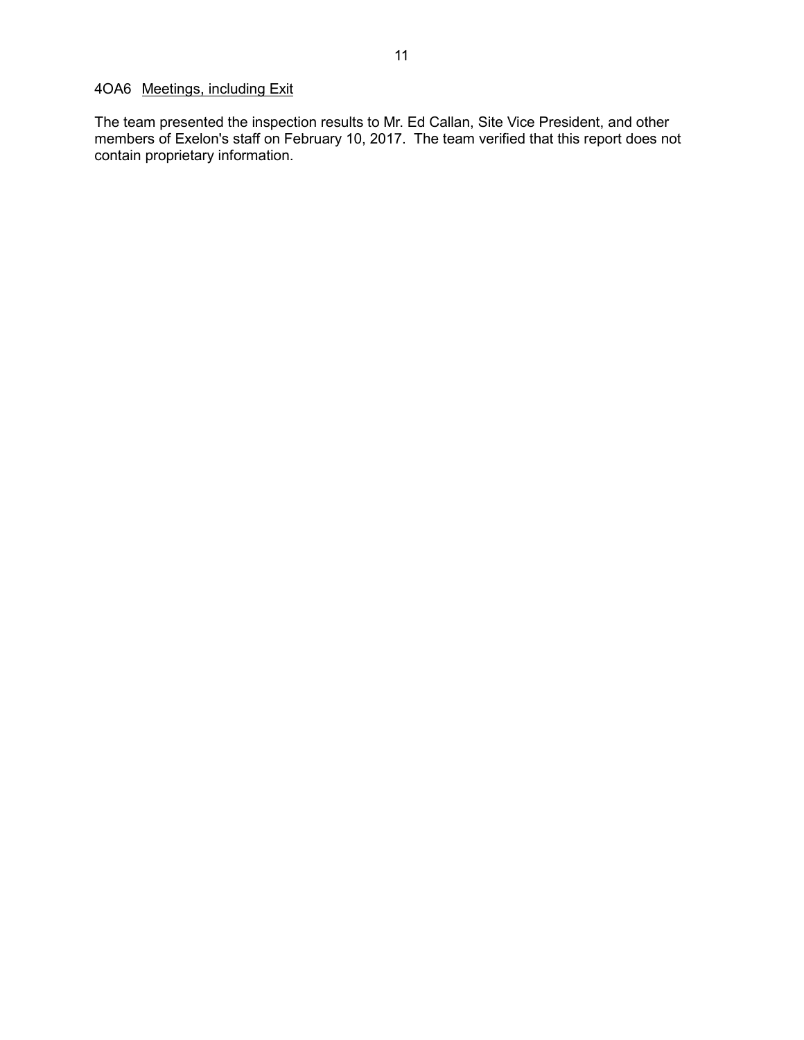### 4OA6 Meetings, including Exit

The team presented the inspection results to Mr. Ed Callan, Site Vice President, and other members of Exelon's staff on February 10, 2017. The team verified that this report does not contain proprietary information.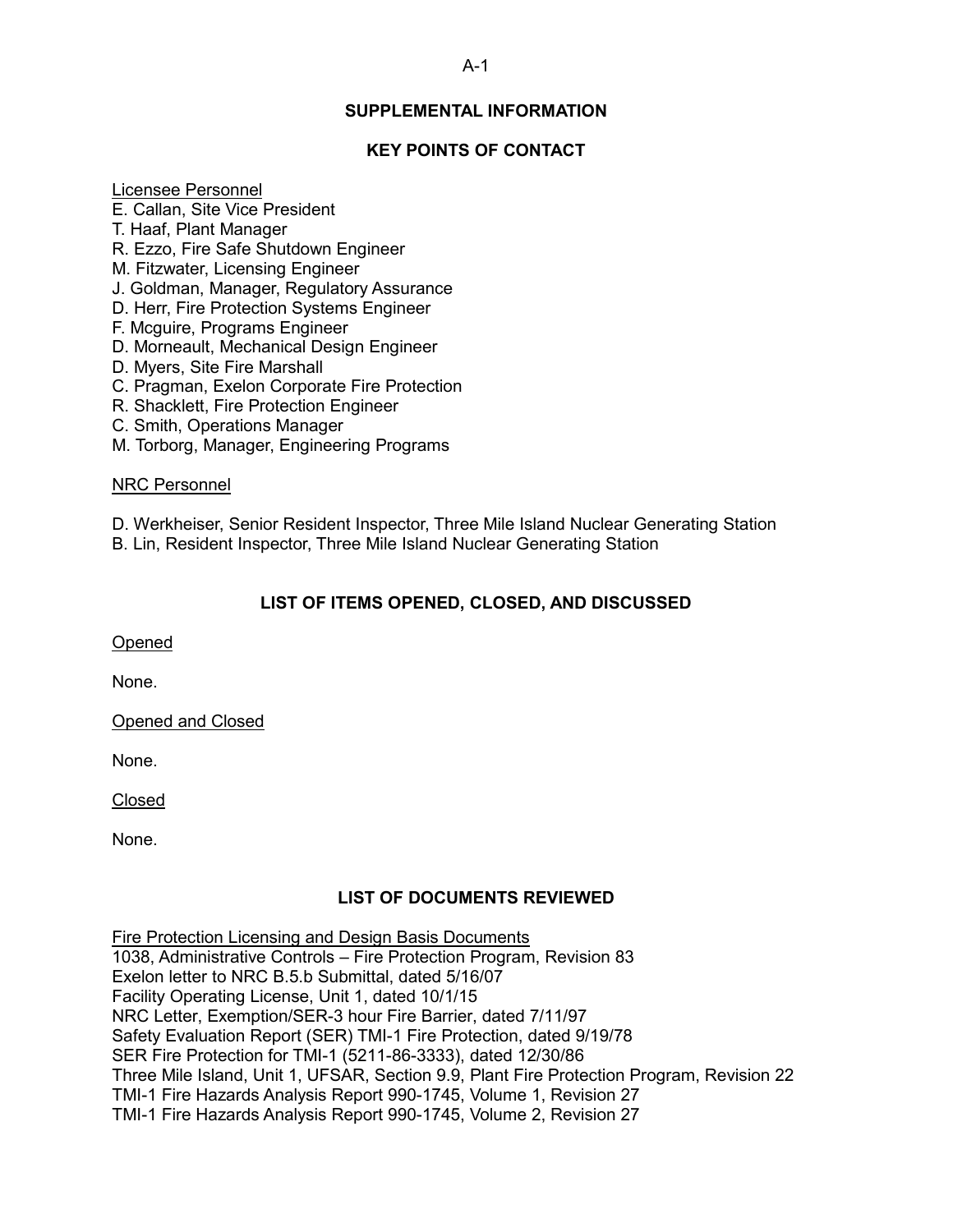## SUPPLEMENTAL INFORMATION

## KEY POINTS OF CONTACT

Licensee Personnel

E. Callan, Site Vice President
T. Haaf, Plant Manager
R. Ezzo, Fire Safe Shutdown Engineer
M. Fitzwater, Licensing Engineer
J. Goldman, Manager, Regulatory Assurance
D. Herr, Fire Protection Systems Engineer
F. Mcguire, Programs Engineer
D. Morneault, Mechanical Design Engineer
D. Myers, Site Fire Marshall
C. Pragman, Exelon Corporate Fire Protection
R. Shacklett, Fire Protection Engineer
C. Smith, Operations Manager
M. Torborg, Manager, Engineering Programs

NRC Personnel

D. Werkheiser, Senior Resident Inspector, Three Mile Island Nuclear Generating Station
B. Lin, Resident Inspector, Three Mile Island Nuclear Generating Station

## LIST OF ITEMS OPENED, CLOSED, AND DISCUSSED

Opened

None.

Opened and Closed

None.

Closed

None.

## LIST OF DOCUMENTS REVIEWED

Fire Protection Licensing and Design Basis Documents

1038, Administrative Controls – Fire Protection Program, Revision 83
Exelon letter to NRC B.5.b Submittal, dated 5/16/07
Facility Operating License, Unit 1, dated 10/1/15
NRC Letter, Exemption/SER-3 hour Fire Barrier, dated 7/11/97
Safety Evaluation Report (SER) TMI-1 Fire Protection, dated 9/19/78
SER Fire Protection for TMI-1 (5211-86-3333), dated 12/30/86
Three Mile Island, Unit 1, UFSAR, Section 9.9, Plant Fire Protection Program, Revision 22
TMI-1 Fire Hazards Analysis Report 990-1745, Volume 1, Revision 27
TMI-1 Fire Hazards Analysis Report 990-1745, Volume 2, Revision 27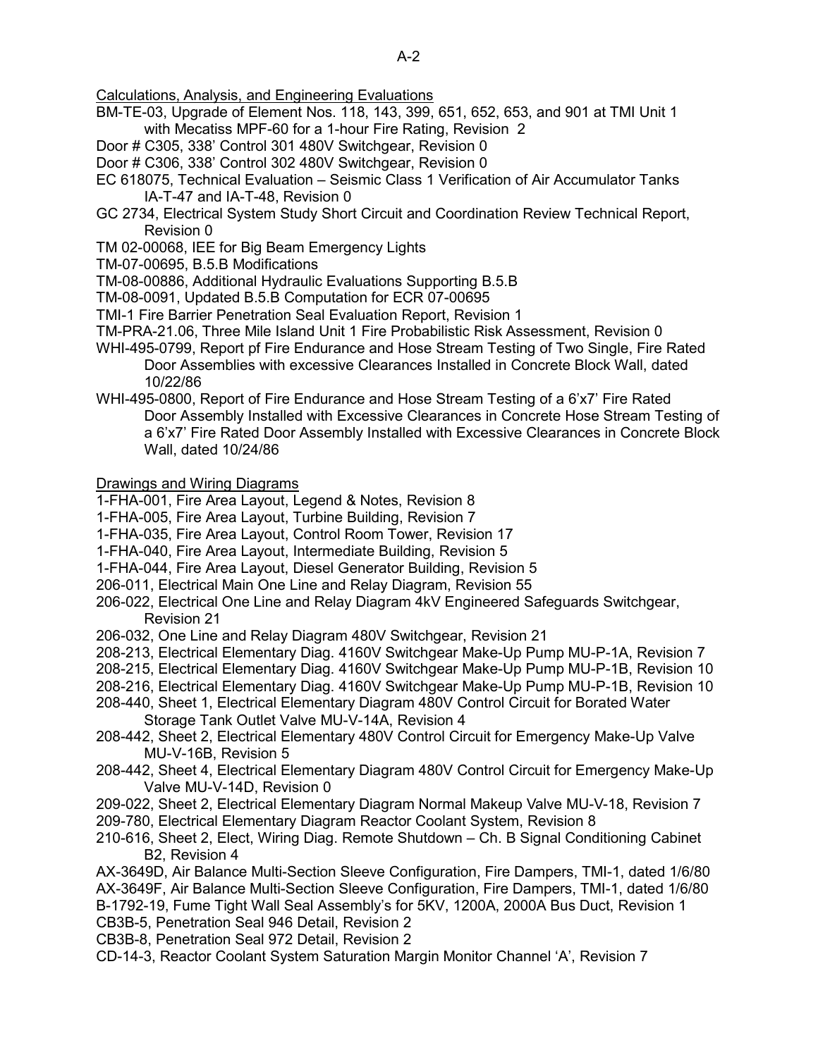Calculations, Analysis, and Engineering Evaluations

BM-TE-03, Upgrade of Element Nos. 118, 143, 399, 651, 652, 653, and 901 at TMI Unit 1 with Mecatiss MPF-60 for a 1-hour Fire Rating, Revision 2

Door # C305, 338' Control 301 480V Switchgear, Revision 0

Door # C306, 338' Control 302 480V Switchgear, Revision 0

EC 618075, Technical Evaluation – Seismic Class 1 Verification of Air Accumulator Tanks IA-T-47 and IA-T-48, Revision 0

GC 2734, Electrical System Study Short Circuit and Coordination Review Technical Report, Revision 0

TM 02-00068, IEE for Big Beam Emergency Lights

TM-07-00695, B.5.B Modifications

TM-08-00886, Additional Hydraulic Evaluations Supporting B.5.B

TM-08-0091, Updated B.5.B Computation for ECR 07-00695

TMI-1 Fire Barrier Penetration Seal Evaluation Report, Revision 1

TM-PRA-21.06, Three Mile Island Unit 1 Fire Probabilistic Risk Assessment, Revision 0

WHI-495-0799, Report pf Fire Endurance and Hose Stream Testing of Two Single, Fire Rated Door Assemblies with excessive Clearances Installed in Concrete Block Wall, dated 10/22/86

WHI-495-0800, Report of Fire Endurance and Hose Stream Testing of a 6'x7' Fire Rated Door Assembly Installed with Excessive Clearances in Concrete Hose Stream Testing of a 6'x7' Fire Rated Door Assembly Installed with Excessive Clearances in Concrete Block Wall, dated 10/24/86

Drawings and Wiring Diagrams

1-FHA-001, Fire Area Layout, Legend & Notes, Revision 8

1-FHA-005, Fire Area Layout, Turbine Building, Revision 7

1-FHA-035, Fire Area Layout, Control Room Tower, Revision 17

1-FHA-040, Fire Area Layout, Intermediate Building, Revision 5

1-FHA-044, Fire Area Layout, Diesel Generator Building, Revision 5

206-011, Electrical Main One Line and Relay Diagram, Revision 55

206-022, Electrical One Line and Relay Diagram 4kV Engineered Safeguards Switchgear, Revision 21

206-032, One Line and Relay Diagram 480V Switchgear, Revision 21

208-213, Electrical Elementary Diag. 4160V Switchgear Make-Up Pump MU-P-1A, Revision 7

208-215, Electrical Elementary Diag. 4160V Switchgear Make-Up Pump MU-P-1B, Revision 10

208-216, Electrical Elementary Diag. 4160V Switchgear Make-Up Pump MU-P-1B, Revision 10

208-440, Sheet 1, Electrical Elementary Diagram 480V Control Circuit for Borated Water Storage Tank Outlet Valve MU-V-14A, Revision 4

208-442, Sheet 2, Electrical Elementary 480V Control Circuit for Emergency Make-Up Valve MU-V-16B, Revision 5

208-442, Sheet 4, Electrical Elementary Diagram 480V Control Circuit for Emergency Make-Up Valve MU-V-14D, Revision 0

209-022, Sheet 2, Electrical Elementary Diagram Normal Makeup Valve MU-V-18, Revision 7

209-780, Electrical Elementary Diagram Reactor Coolant System, Revision 8

210-616, Sheet 2, Elect, Wiring Diag. Remote Shutdown – Ch. B Signal Conditioning Cabinet B2, Revision 4

AX-3649D, Air Balance Multi-Section Sleeve Configuration, Fire Dampers, TMI-1, dated 1/6/80

AX-3649F, Air Balance Multi-Section Sleeve Configuration, Fire Dampers, TMI-1, dated 1/6/80

B-1792-19, Fume Tight Wall Seal Assembly's for 5KV, 1200A, 2000A Bus Duct, Revision 1

CB3B-5, Penetration Seal 946 Detail, Revision 2

CB3B-8, Penetration Seal 972 Detail, Revision 2

CD-14-3, Reactor Coolant System Saturation Margin Monitor Channel 'A', Revision 7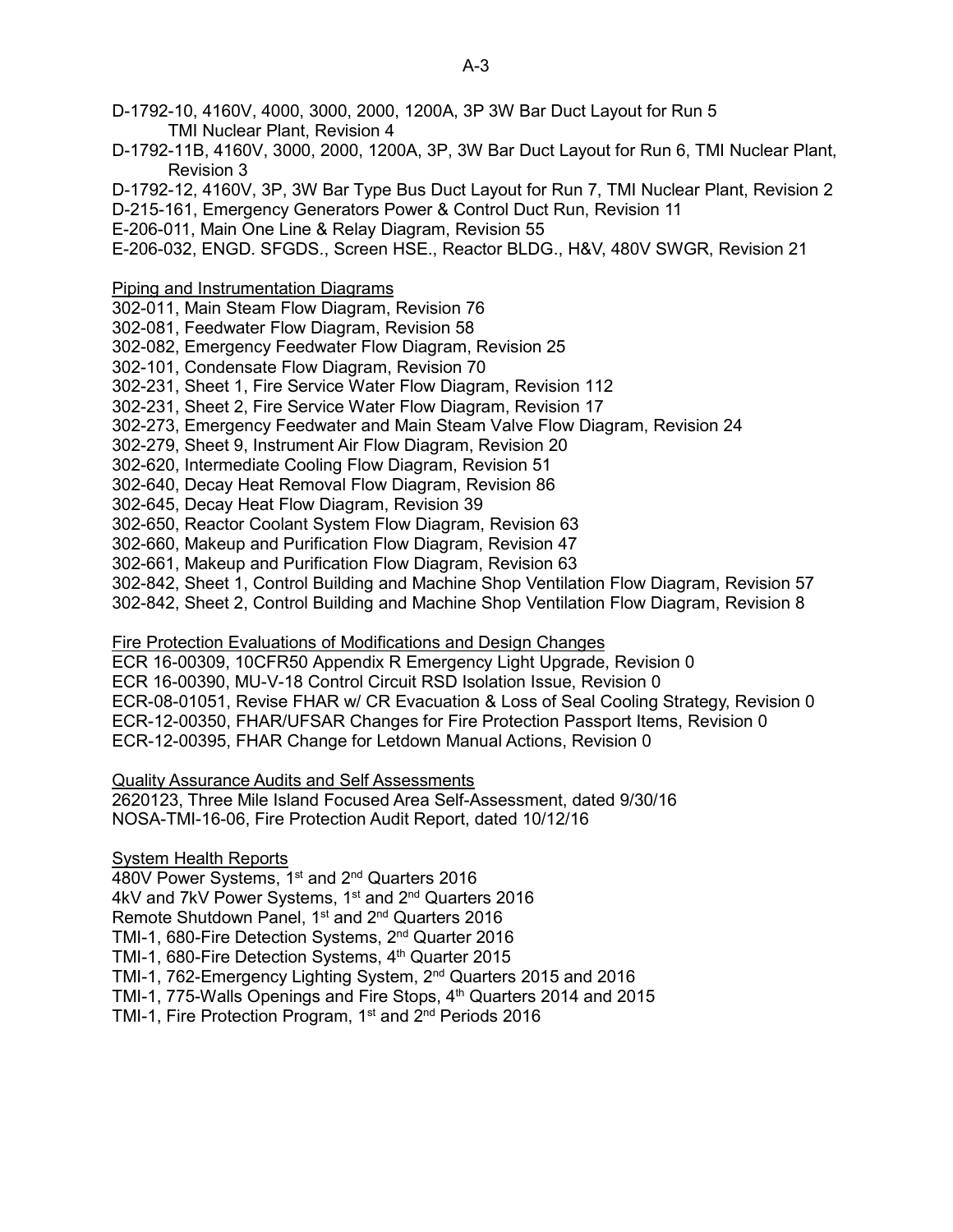D-1792-10, 4160V, 4000, 3000, 2000, 1200A, 3P 3W Bar Duct Layout for Run 5 TMI Nuclear Plant, Revision 4

D-1792-11B, 4160V, 3000, 2000, 1200A, 3P, 3W Bar Duct Layout for Run 6, TMI Nuclear Plant, Revision 3

D-1792-12, 4160V, 3P, 3W Bar Type Bus Duct Layout for Run 7, TMI Nuclear Plant, Revision 2

D-215-161, Emergency Generators Power & Control Duct Run, Revision 11

E-206-011, Main One Line & Relay Diagram, Revision 55

E-206-032, ENGD. SFGDS., Screen HSE., Reactor BLDG., H&V, 480V SWGR, Revision 21

Piping and Instrumentation Diagrams

302-011, Main Steam Flow Diagram, Revision 76
302-081, Feedwater Flow Diagram, Revision 58
302-082, Emergency Feedwater Flow Diagram, Revision 25
302-101, Condensate Flow Diagram, Revision 70
302-231, Sheet 1, Fire Service Water Flow Diagram, Revision 112
302-231, Sheet 2, Fire Service Water Flow Diagram, Revision 17
302-273, Emergency Feedwater and Main Steam Valve Flow Diagram, Revision 24
302-279, Sheet 9, Instrument Air Flow Diagram, Revision 20
302-620, Intermediate Cooling Flow Diagram, Revision 51
302-640, Decay Heat Removal Flow Diagram, Revision 86
302-645, Decay Heat Flow Diagram, Revision 39
302-650, Reactor Coolant System Flow Diagram, Revision 63
302-660, Makeup and Purification Flow Diagram, Revision 47
302-661, Makeup and Purification Flow Diagram, Revision 63
302-842, Sheet 1, Control Building and Machine Shop Ventilation Flow Diagram, Revision 57
302-842, Sheet 2, Control Building and Machine Shop Ventilation Flow Diagram, Revision 8

Fire Protection Evaluations of Modifications and Design Changes

ECR 16-00309, 10CFR50 Appendix R Emergency Light Upgrade, Revision 0
ECR 16-00390, MU-V-18 Control Circuit RSD Isolation Issue, Revision 0
ECR-08-01051, Revise FHAR w/ CR Evacuation & Loss of Seal Cooling Strategy, Revision 0
ECR-12-00350, FHAR/UFSAR Changes for Fire Protection Passport Items, Revision 0
ECR-12-00395, FHAR Change for Letdown Manual Actions, Revision 0

Quality Assurance Audits and Self Assessments

2620123, Three Mile Island Focused Area Self-Assessment, dated 9/30/16
NOSA-TMI-16-06, Fire Protection Audit Report, dated 10/12/16

System Health Reports

480V Power Systems, 1st and 2nd Quarters 2016
4kV and 7kV Power Systems, 1st and 2nd Quarters 2016
Remote Shutdown Panel, 1st and 2nd Quarters 2016
TMI-1, 680-Fire Detection Systems, 2nd Quarter 2016
TMI-1, 680-Fire Detection Systems, 4th Quarter 2015
TMI-1, 762-Emergency Lighting System, 2nd Quarters 2015 and 2016
TMI-1, 775-Walls Openings and Fire Stops, 4th Quarters 2014 and 2015
TMI-1, Fire Protection Program, 1st and 2nd Periods 2016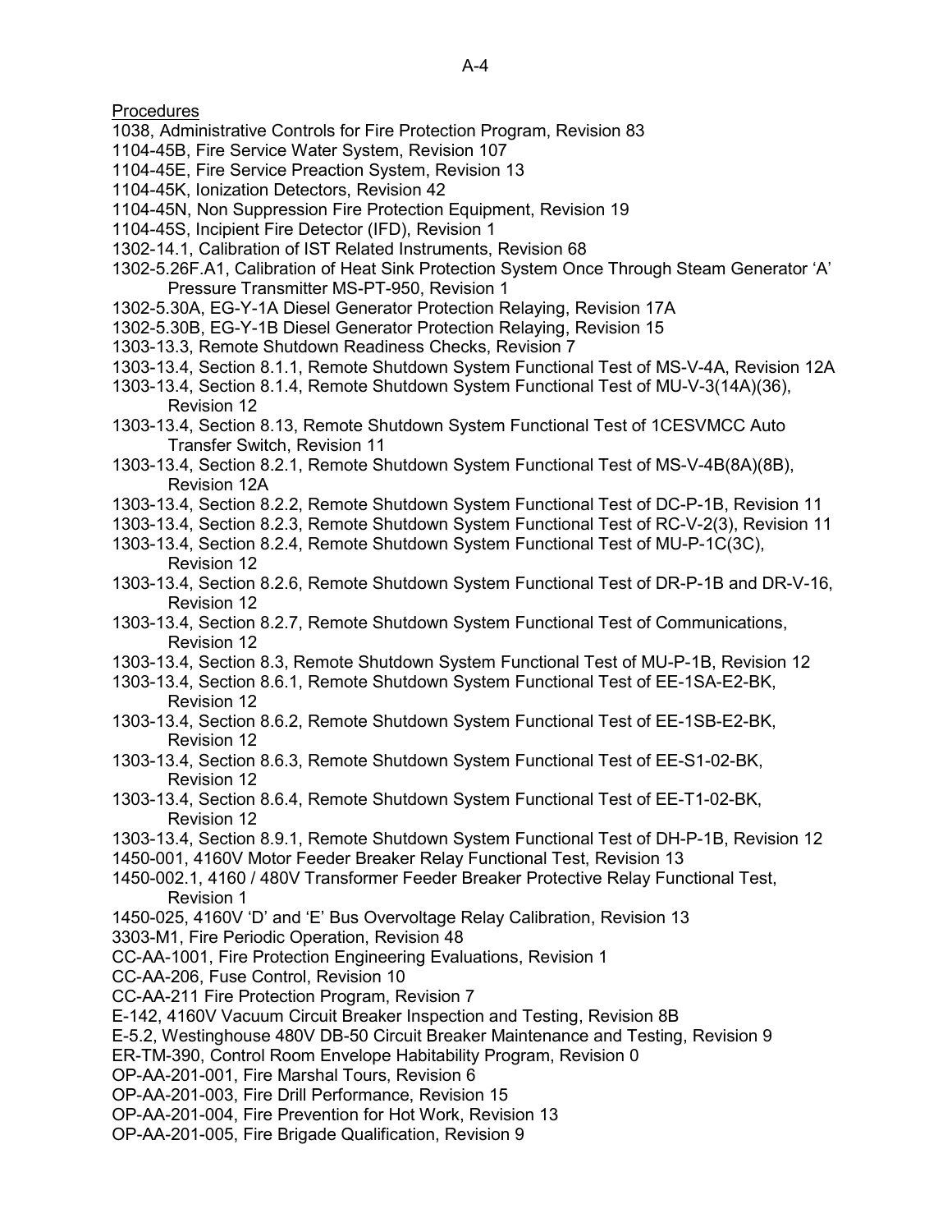Procedures

1038, Administrative Controls for Fire Protection Program, Revision 83
1104-45B, Fire Service Water System, Revision 107
1104-45E, Fire Service Preaction System, Revision 13
1104-45K, Ionization Detectors, Revision 42
1104-45N, Non Suppression Fire Protection Equipment, Revision 19
1104-45S, Incipient Fire Detector (IFD), Revision 1
1302-14.1, Calibration of IST Related Instruments, Revision 68
1302-5.26F.A1, Calibration of Heat Sink Protection System Once Through Steam Generator 'A' Pressure Transmitter MS-PT-950, Revision 1
1302-5.30A, EG-Y-1A Diesel Generator Protection Relaying, Revision 17A
1302-5.30B, EG-Y-1B Diesel Generator Protection Relaying, Revision 15
1303-13.3, Remote Shutdown Readiness Checks, Revision 7
1303-13.4, Section 8.1.1, Remote Shutdown System Functional Test of MS-V-4A, Revision 12A
1303-13.4, Section 8.1.4, Remote Shutdown System Functional Test of MU-V-3(14A)(36), Revision 12
1303-13.4, Section 8.13, Remote Shutdown System Functional Test of 1CESVMCC Auto Transfer Switch, Revision 11
1303-13.4, Section 8.2.1, Remote Shutdown System Functional Test of MS-V-4B(8A)(8B), Revision 12A
1303-13.4, Section 8.2.2, Remote Shutdown System Functional Test of DC-P-1B, Revision 11
1303-13.4, Section 8.2.3, Remote Shutdown System Functional Test of RC-V-2(3), Revision 11
1303-13.4, Section 8.2.4, Remote Shutdown System Functional Test of MU-P-1C(3C), Revision 12
1303-13.4, Section 8.2.6, Remote Shutdown System Functional Test of DR-P-1B and DR-V-16, Revision 12
1303-13.4, Section 8.2.7, Remote Shutdown System Functional Test of Communications, Revision 12
1303-13.4, Section 8.3, Remote Shutdown System Functional Test of MU-P-1B, Revision 12
1303-13.4, Section 8.6.1, Remote Shutdown System Functional Test of EE-1SA-E2-BK, Revision 12
1303-13.4, Section 8.6.2, Remote Shutdown System Functional Test of EE-1SB-E2-BK, Revision 12
1303-13.4, Section 8.6.3, Remote Shutdown System Functional Test of EE-S1-02-BK, Revision 12
1303-13.4, Section 8.6.4, Remote Shutdown System Functional Test of EE-T1-02-BK, Revision 12
1303-13.4, Section 8.9.1, Remote Shutdown System Functional Test of DH-P-1B, Revision 12
1450-001, 4160V Motor Feeder Breaker Relay Functional Test, Revision 13
1450-002.1, 4160 / 480V Transformer Feeder Breaker Protective Relay Functional Test, Revision 1
1450-025, 4160V 'D' and 'E' Bus Overvoltage Relay Calibration, Revision 13
3303-M1, Fire Periodic Operation, Revision 48
CC-AA-1001, Fire Protection Engineering Evaluations, Revision 1
CC-AA-206, Fuse Control, Revision 10
CC-AA-211 Fire Protection Program, Revision 7
E-142, 4160V Vacuum Circuit Breaker Inspection and Testing, Revision 8B
E-5.2, Westinghouse 480V DB-50 Circuit Breaker Maintenance and Testing, Revision 9
ER-TM-390, Control Room Envelope Habitability Program, Revision 0
OP-AA-201-001, Fire Marshal Tours, Revision 6
OP-AA-201-003, Fire Drill Performance, Revision 15
OP-AA-201-004, Fire Prevention for Hot Work, Revision 13
OP-AA-201-005, Fire Brigade Qualification, Revision 9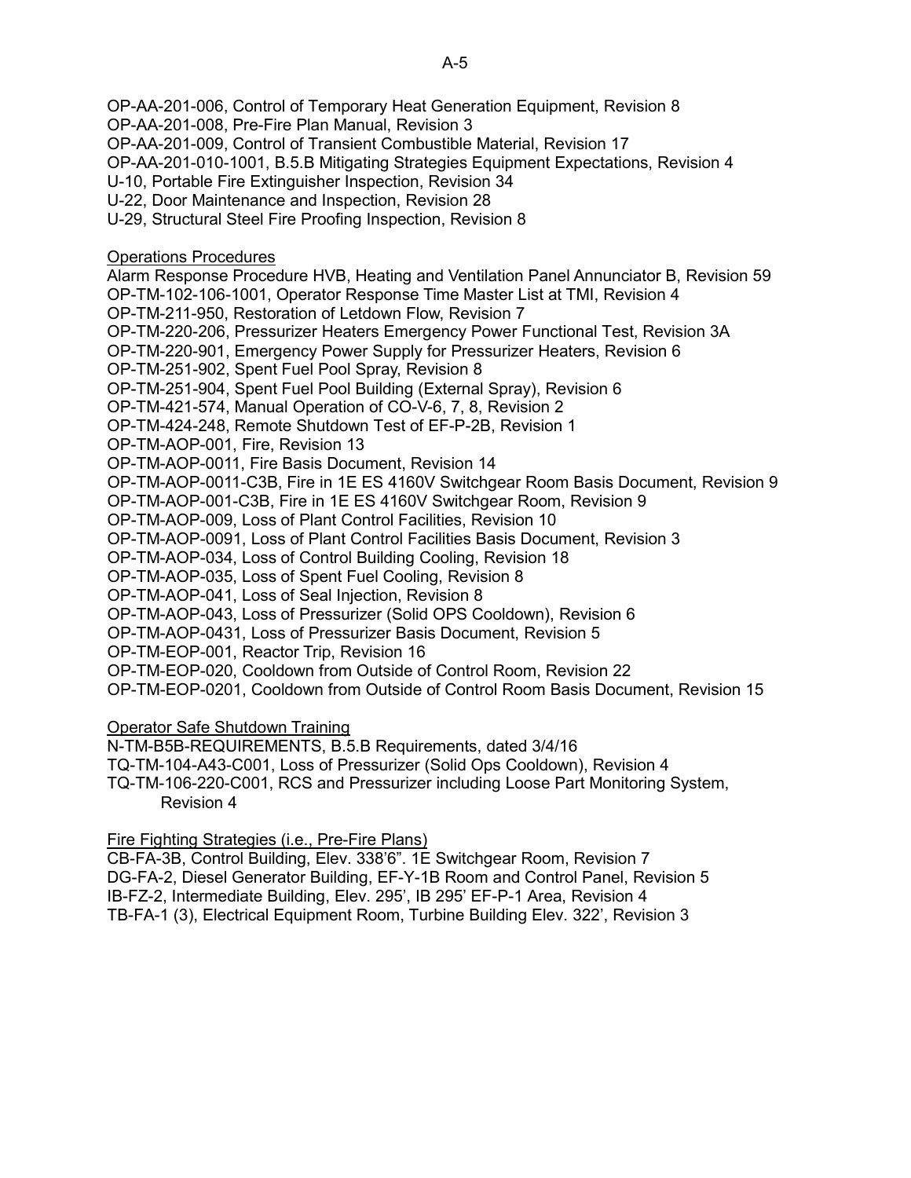OP-AA-201-006, Control of Temporary Heat Generation Equipment, Revision 8
OP-AA-201-008, Pre-Fire Plan Manual, Revision 3
OP-AA-201-009, Control of Transient Combustible Material, Revision 17
OP-AA-201-010-1001, B.5.B Mitigating Strategies Equipment Expectations, Revision 4
U-10, Portable Fire Extinguisher Inspection, Revision 34
U-22, Door Maintenance and Inspection, Revision 28
U-29, Structural Steel Fire Proofing Inspection, Revision 8

Operations Procedures

Alarm Response Procedure HVB, Heating and Ventilation Panel Annunciator B, Revision 59
OP-TM-102-106-1001, Operator Response Time Master List at TMI, Revision 4
OP-TM-211-950, Restoration of Letdown Flow, Revision 7
OP-TM-220-206, Pressurizer Heaters Emergency Power Functional Test, Revision 3A
OP-TM-220-901, Emergency Power Supply for Pressurizer Heaters, Revision 6
OP-TM-251-902, Spent Fuel Pool Spray, Revision 8
OP-TM-251-904, Spent Fuel Pool Building (External Spray), Revision 6
OP-TM-421-574, Manual Operation of CO-V-6, 7, 8, Revision 2
OP-TM-424-248, Remote Shutdown Test of EF-P-2B, Revision 1
OP-TM-AOP-001, Fire, Revision 13
OP-TM-AOP-0011, Fire Basis Document, Revision 14
OP-TM-AOP-0011-C3B, Fire in 1E ES 4160V Switchgear Room Basis Document, Revision 9
OP-TM-AOP-001-C3B, Fire in 1E ES 4160V Switchgear Room, Revision 9
OP-TM-AOP-009, Loss of Plant Control Facilities, Revision 10
OP-TM-AOP-0091, Loss of Plant Control Facilities Basis Document, Revision 3
OP-TM-AOP-034, Loss of Control Building Cooling, Revision 18
OP-TM-AOP-035, Loss of Spent Fuel Cooling, Revision 8
OP-TM-AOP-041, Loss of Seal Injection, Revision 8
OP-TM-AOP-043, Loss of Pressurizer (Solid OPS Cooldown), Revision 6
OP-TM-AOP-0431, Loss of Pressurizer Basis Document, Revision 5
OP-TM-EOP-001, Reactor Trip, Revision 16
OP-TM-EOP-020, Cooldown from Outside of Control Room, Revision 22
OP-TM-EOP-0201, Cooldown from Outside of Control Room Basis Document, Revision 15

Operator Safe Shutdown Training

N-TM-B5B-REQUIREMENTS, B.5.B Requirements, dated 3/4/16
TQ-TM-104-A43-C001, Loss of Pressurizer (Solid Ops Cooldown), Revision 4
TQ-TM-106-220-C001, RCS and Pressurizer including Loose Part Monitoring System, Revision 4

Fire Fighting Strategies (i.e., Pre-Fire Plans)

CB-FA-3B, Control Building, Elev. 338'6". 1E Switchgear Room, Revision 7
DG-FA-2, Diesel Generator Building, EF-Y-1B Room and Control Panel, Revision 5
IB-FZ-2, Intermediate Building, Elev. 295', IB 295' EF-P-1 Area, Revision 4
TB-FA-1 (3), Electrical Equipment Room, Turbine Building Elev. 322', Revision 3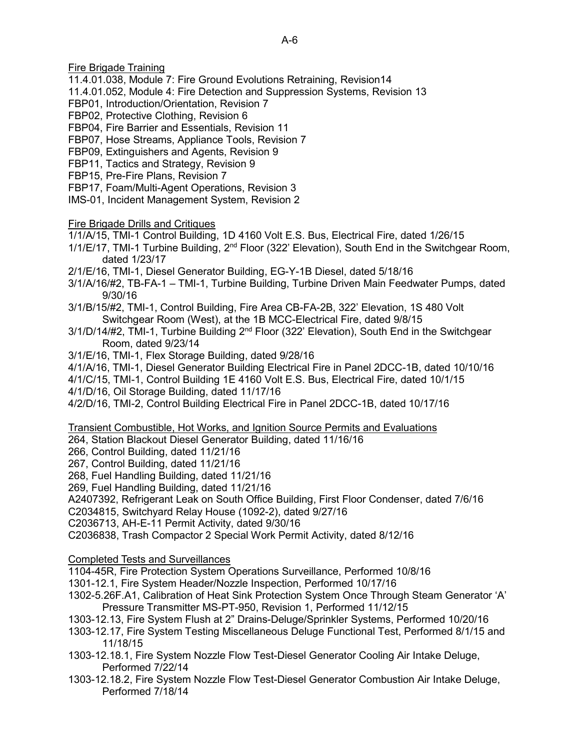Fire Brigade Training

11.4.01.038, Module 7: Fire Ground Evolutions Retraining, Revision14
11.4.01.052, Module 4: Fire Detection and Suppression Systems, Revision 13
FBP01, Introduction/Orientation, Revision 7
FBP02, Protective Clothing, Revision 6
FBP04, Fire Barrier and Essentials, Revision 11
FBP07, Hose Streams, Appliance Tools, Revision 7
FBP09, Extinguishers and Agents, Revision 9
FBP11, Tactics and Strategy, Revision 9
FBP15, Pre-Fire Plans, Revision 7
FBP17, Foam/Multi-Agent Operations, Revision 3
IMS-01, Incident Management System, Revision 2

Fire Brigade Drills and Critiques

1/1/A/15, TMI-1 Control Building, 1D 4160 Volt E.S. Bus, Electrical Fire, dated 1/26/15
1/1/E/17, TMI-1 Turbine Building, 2nd Floor (322' Elevation), South End in the Switchgear Room, dated 1/23/17
2/1/E/16, TMI-1, Diesel Generator Building, EG-Y-1B Diesel, dated 5/18/16
3/1/A/16/#2, TB-FA-1 – TMI-1, Turbine Building, Turbine Driven Main Feedwater Pumps, dated 9/30/16
3/1/B/15/#2, TMI-1, Control Building, Fire Area CB-FA-2B, 322' Elevation, 1S 480 Volt Switchgear Room (West), at the 1B MCC-Electrical Fire, dated 9/8/15
3/1/D/14/#2, TMI-1, Turbine Building 2nd Floor (322' Elevation), South End in the Switchgear Room, dated 9/23/14
3/1/E/16, TMI-1, Flex Storage Building, dated 9/28/16
4/1/A/16, TMI-1, Diesel Generator Building Electrical Fire in Panel 2DCC-1B, dated 10/10/16
4/1/C/15, TMI-1, Control Building 1E 4160 Volt E.S. Bus, Electrical Fire, dated 10/1/15
4/1/D/16, Oil Storage Building, dated 11/17/16
4/2/D/16, TMI-2, Control Building Electrical Fire in Panel 2DCC-1B, dated 10/17/16

Transient Combustible, Hot Works, and Ignition Source Permits and Evaluations

264, Station Blackout Diesel Generator Building, dated 11/16/16
266, Control Building, dated 11/21/16
267, Control Building, dated 11/21/16
268, Fuel Handling Building, dated 11/21/16
269, Fuel Handling Building, dated 11/21/16
A2407392, Refrigerant Leak on South Office Building, First Floor Condenser, dated 7/6/16
C2034815, Switchyard Relay House (1092-2), dated 9/27/16
C2036713, AH-E-11 Permit Activity, dated 9/30/16
C2036838, Trash Compactor 2 Special Work Permit Activity, dated 8/12/16

Completed Tests and Surveillances

1104-45R, Fire Protection System Operations Surveillance, Performed 10/8/16
1301-12.1, Fire System Header/Nozzle Inspection, Performed 10/17/16
1302-5.26F.A1, Calibration of Heat Sink Protection System Once Through Steam Generator 'A' Pressure Transmitter MS-PT-950, Revision 1, Performed 11/12/15
1303-12.13, Fire System Flush at 2" Drains-Deluge/Sprinkler Systems, Performed 10/20/16
1303-12.17, Fire System Testing Miscellaneous Deluge Functional Test, Performed 8/1/15 and 11/18/15
1303-12.18.1, Fire System Nozzle Flow Test-Diesel Generator Cooling Air Intake Deluge, Performed 7/22/14
1303-12.18.2, Fire System Nozzle Flow Test-Diesel Generator Combustion Air Intake Deluge, Performed 7/18/14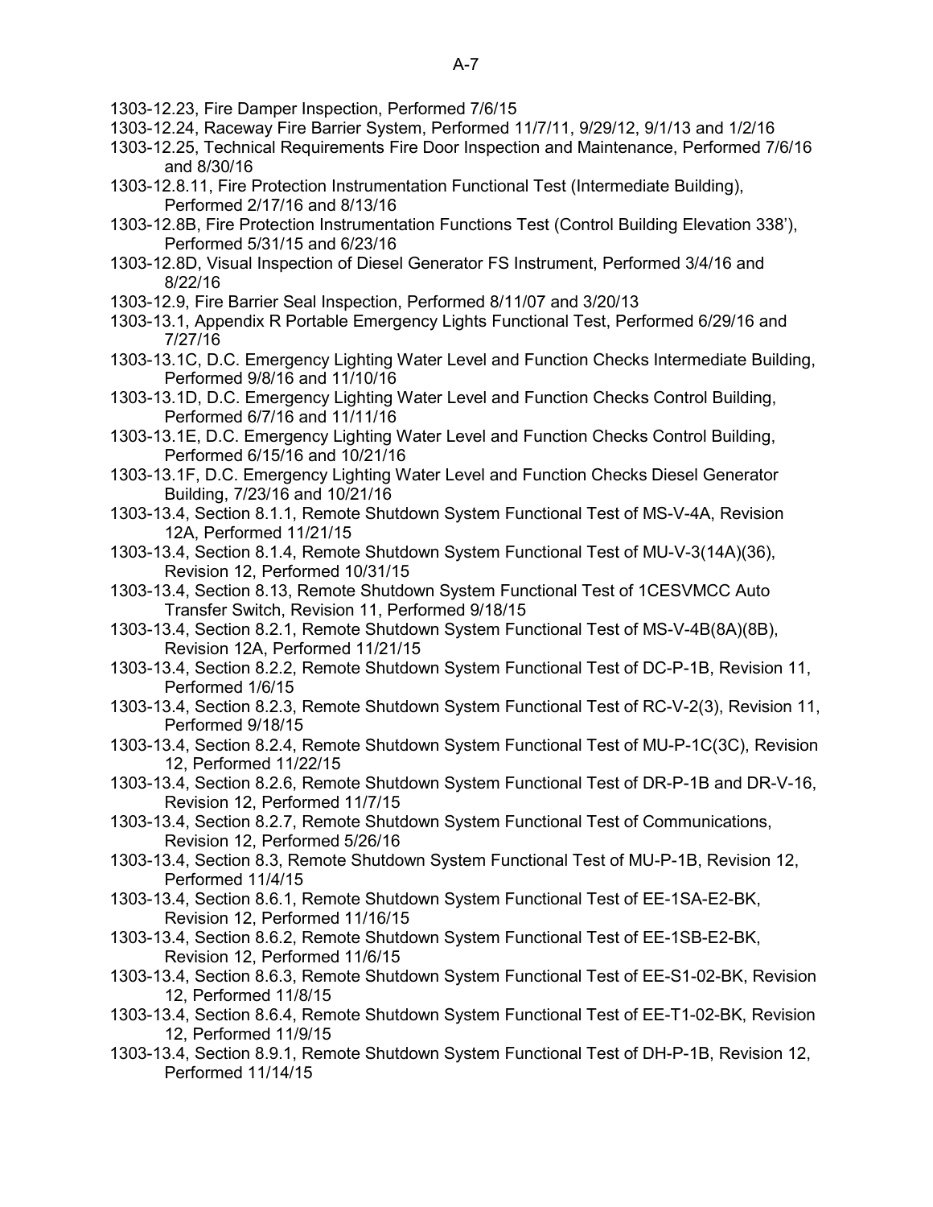1303-12.23, Fire Damper Inspection, Performed 7/6/15

1303-12.24, Raceway Fire Barrier System, Performed 11/7/11, 9/29/12, 9/1/13 and 1/2/16

1303-12.25, Technical Requirements Fire Door Inspection and Maintenance, Performed 7/6/16 and 8/30/16

1303-12.8.11, Fire Protection Instrumentation Functional Test (Intermediate Building), Performed 2/17/16 and 8/13/16

1303-12.8B, Fire Protection Instrumentation Functions Test (Control Building Elevation 338'), Performed 5/31/15 and 6/23/16

1303-12.8D, Visual Inspection of Diesel Generator FS Instrument, Performed 3/4/16 and 8/22/16

1303-12.9, Fire Barrier Seal Inspection, Performed 8/11/07 and 3/20/13

1303-13.1, Appendix R Portable Emergency Lights Functional Test, Performed 6/29/16 and 7/27/16

1303-13.1C, D.C. Emergency Lighting Water Level and Function Checks Intermediate Building, Performed 9/8/16 and 11/10/16

1303-13.1D, D.C. Emergency Lighting Water Level and Function Checks Control Building, Performed 6/7/16 and 11/11/16

1303-13.1E, D.C. Emergency Lighting Water Level and Function Checks Control Building, Performed 6/15/16 and 10/21/16

1303-13.1F, D.C. Emergency Lighting Water Level and Function Checks Diesel Generator Building, 7/23/16 and 10/21/16

1303-13.4, Section 8.1.1, Remote Shutdown System Functional Test of MS-V-4A, Revision 12A, Performed 11/21/15

1303-13.4, Section 8.1.4, Remote Shutdown System Functional Test of MU-V-3(14A)(36), Revision 12, Performed 10/31/15

1303-13.4, Section 8.13, Remote Shutdown System Functional Test of 1CESVMCC Auto Transfer Switch, Revision 11, Performed 9/18/15

1303-13.4, Section 8.2.1, Remote Shutdown System Functional Test of MS-V-4B(8A)(8B), Revision 12A, Performed 11/21/15

1303-13.4, Section 8.2.2, Remote Shutdown System Functional Test of DC-P-1B, Revision 11, Performed 1/6/15

1303-13.4, Section 8.2.3, Remote Shutdown System Functional Test of RC-V-2(3), Revision 11, Performed 9/18/15

1303-13.4, Section 8.2.4, Remote Shutdown System Functional Test of MU-P-1C(3C), Revision 12, Performed 11/22/15

1303-13.4, Section 8.2.6, Remote Shutdown System Functional Test of DR-P-1B and DR-V-16, Revision 12, Performed 11/7/15

1303-13.4, Section 8.2.7, Remote Shutdown System Functional Test of Communications, Revision 12, Performed 5/26/16

1303-13.4, Section 8.3, Remote Shutdown System Functional Test of MU-P-1B, Revision 12, Performed 11/4/15

1303-13.4, Section 8.6.1, Remote Shutdown System Functional Test of EE-1SA-E2-BK, Revision 12, Performed 11/16/15

1303-13.4, Section 8.6.2, Remote Shutdown System Functional Test of EE-1SB-E2-BK, Revision 12, Performed 11/6/15

1303-13.4, Section 8.6.3, Remote Shutdown System Functional Test of EE-S1-02-BK, Revision 12, Performed 11/8/15

1303-13.4, Section 8.6.4, Remote Shutdown System Functional Test of EE-T1-02-BK, Revision 12, Performed 11/9/15

1303-13.4, Section 8.9.1, Remote Shutdown System Functional Test of DH-P-1B, Revision 12, Performed 11/14/15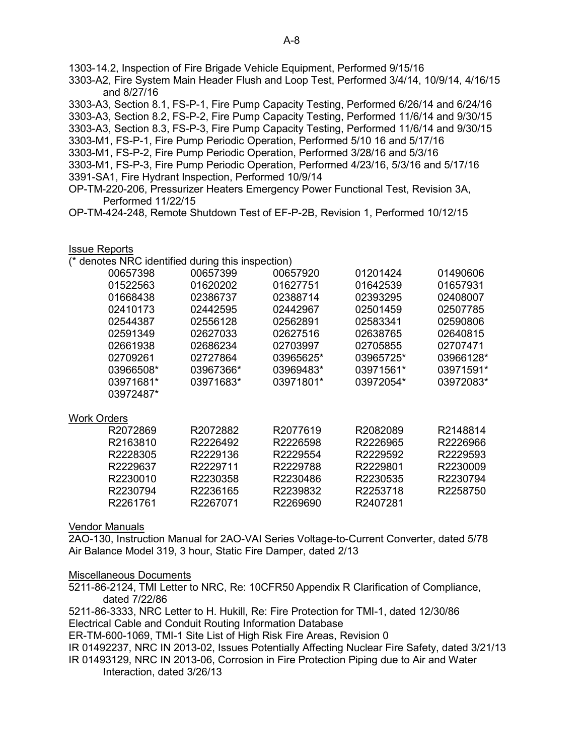1303-14.2, Inspection of Fire Brigade Vehicle Equipment, Performed 9/15/16

3303-A2, Fire System Main Header Flush and Loop Test, Performed 3/4/14, 10/9/14, 4/16/15 and 8/27/16

3303-A3, Section 8.1, FS-P-1, Fire Pump Capacity Testing, Performed 6/26/14 and 6/24/16

3303-A3, Section 8.2, FS-P-2, Fire Pump Capacity Testing, Performed 11/6/14 and 9/30/15

3303-A3, Section 8.3, FS-P-3, Fire Pump Capacity Testing, Performed 11/6/14 and 9/30/15

3303-M1, FS-P-1, Fire Pump Periodic Operation, Performed 5/10 16 and 5/17/16

3303-M1, FS-P-2, Fire Pump Periodic Operation, Performed 3/28/16 and 5/3/16

3303-M1, FS-P-3, Fire Pump Periodic Operation, Performed 4/23/16, 5/3/16 and 5/17/16

3391-SA1, Fire Hydrant Inspection, Performed 10/9/14

OP-TM-220-206, Pressurizer Heaters Emergency Power Functional Test, Revision 3A, Performed 11/22/15

OP-TM-424-248, Remote Shutdown Test of EF-P-2B, Revision 1, Performed 10/12/15

Issue Reports

(* denotes NRC identified during this inspection)

| | | | | |
|---|---|---|---|---|
| 00657398 | 00657399 | 00657920 | 01201424 | 01490606 |
| 01522563 | 01620202 | 01627751 | 01642539 | 01657931 |
| 01668438 | 02386737 | 02388714 | 02393295 | 02408007 |
| 02410173 | 02442595 | 02442967 | 02501459 | 02507785 |
| 02544387 | 02556128 | 02562891 | 02583341 | 02590806 |
| 02591349 | 02627033 | 02627516 | 02638765 | 02640815 |
| 02661938 | 02686234 | 02703997 | 02705855 | 02707471 |
| 02709261 | 02727864 | 03965625* | 03965725* | 03966128* |
| 03966508* | 03967366* | 03969483* | 03971561* | 03971591* |
| 03971681* | 03971683* | 03971801* | 03972054* | 03972083* |
| 03972487* | | | | |

Work Orders

| | | | | |
|---|---|---|---|---|
| R2072869 | R2072882 | R2077619 | R2082089 | R2148814 |
| R2163810 | R2226492 | R2226598 | R2226965 | R2226966 |
| R2228305 | R2229136 | R2229554 | R2229592 | R2229593 |
| R2229637 | R2229711 | R2229788 | R2229801 | R2230009 |
| R2230010 | R2230358 | R2230486 | R2230535 | R2230794 |
| R2230794 | R2236165 | R2239832 | R2253718 | R2258750 |
| R2261761 | R2267071 | R2269690 | R2407281 | |

Vendor Manuals

2AO-130, Instruction Manual for 2AO-VAI Series Voltage-to-Current Converter, dated 5/78

Air Balance Model 319, 3 hour, Static Fire Damper, dated 2/13

Miscellaneous Documents

5211-86-2124, TMI Letter to NRC, Re: 10CFR50 Appendix R Clarification of Compliance, dated 7/22/86

5211-86-3333, NRC Letter to H. Hukill, Re: Fire Protection for TMI-1, dated 12/30/86

Electrical Cable and Conduit Routing Information Database

ER-TM-600-1069, TMI-1 Site List of High Risk Fire Areas, Revision 0

IR 01492237, NRC IN 2013-02, Issues Potentially Affecting Nuclear Fire Safety, dated 3/21/13

IR 01493129, NRC IN 2013-06, Corrosion in Fire Protection Piping due to Air and Water Interaction, dated 3/26/13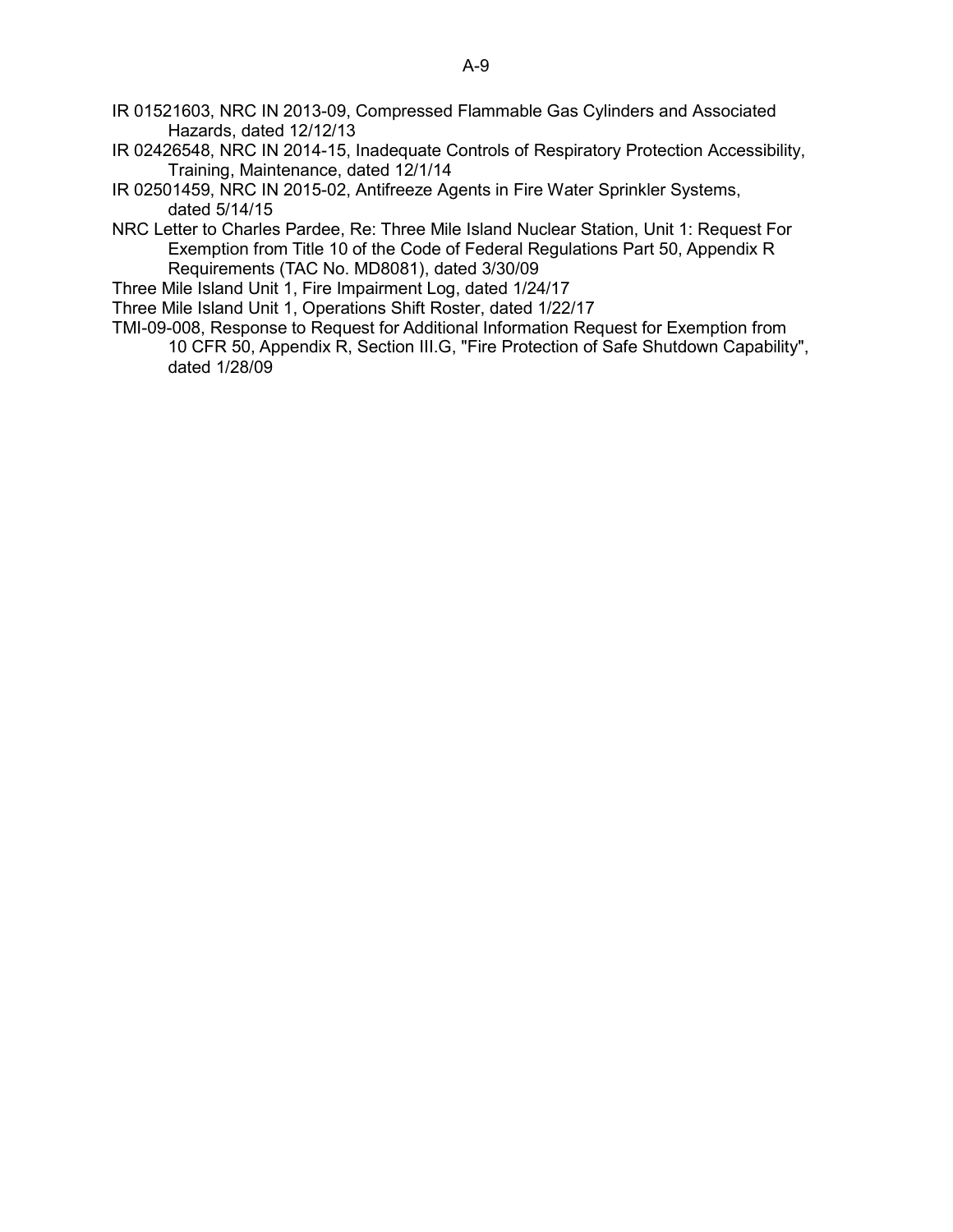IR 01521603, NRC IN 2013-09, Compressed Flammable Gas Cylinders and Associated Hazards, dated 12/12/13

IR 02426548, NRC IN 2014-15, Inadequate Controls of Respiratory Protection Accessibility, Training, Maintenance, dated 12/1/14

IR 02501459, NRC IN 2015-02, Antifreeze Agents in Fire Water Sprinkler Systems, dated 5/14/15

NRC Letter to Charles Pardee, Re: Three Mile Island Nuclear Station, Unit 1: Request For Exemption from Title 10 of the Code of Federal Regulations Part 50, Appendix R Requirements (TAC No. MD8081), dated 3/30/09

Three Mile Island Unit 1, Fire Impairment Log, dated 1/24/17

Three Mile Island Unit 1, Operations Shift Roster, dated 1/22/17

TMI-09-008, Response to Request for Additional Information Request for Exemption from 10 CFR 50, Appendix R, Section III.G, "Fire Protection of Safe Shutdown Capability", dated 1/28/09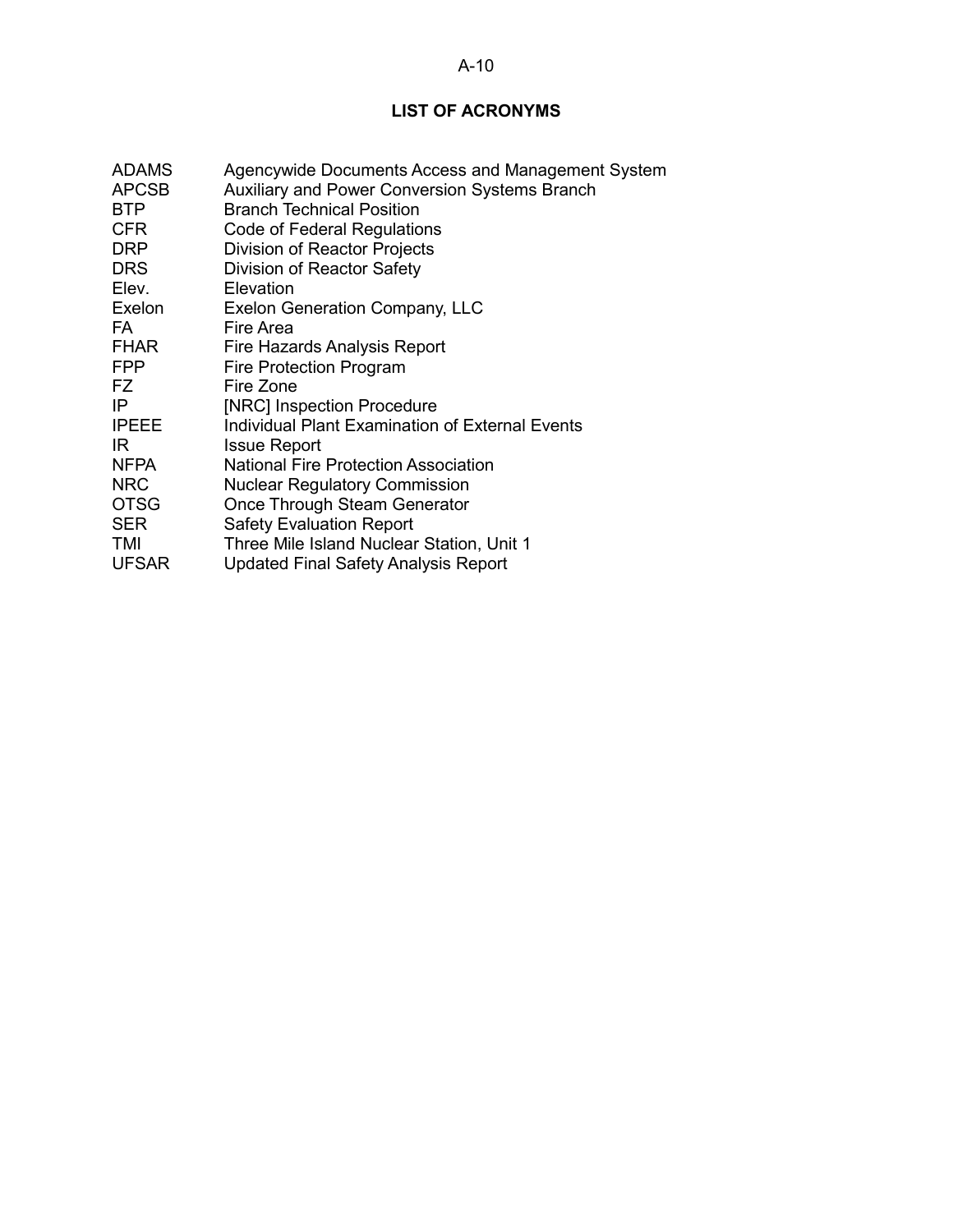## LIST OF ACRONYMS

| | |
|---|---|
| ADAMS | Agencywide Documents Access and Management System |
| APCSB | Auxiliary and Power Conversion Systems Branch |
| BTP | Branch Technical Position |
| CFR | Code of Federal Regulations |
| DRP | Division of Reactor Projects |
| DRS | Division of Reactor Safety |
| Elev. | Elevation |
| Exelon | Exelon Generation Company, LLC |
| FA | Fire Area |
| FHAR | Fire Hazards Analysis Report |
| FPP | Fire Protection Program |
| FZ | Fire Zone |
| IP | [NRC] Inspection Procedure |
| IPEEE | Individual Plant Examination of External Events |
| IR | Issue Report |
| NFPA | National Fire Protection Association |
| NRC | Nuclear Regulatory Commission |
| OTSG | Once Through Steam Generator |
| SER | Safety Evaluation Report |
| TMI | Three Mile Island Nuclear Station, Unit 1 |
| UFSAR | Updated Final Safety Analysis Report |